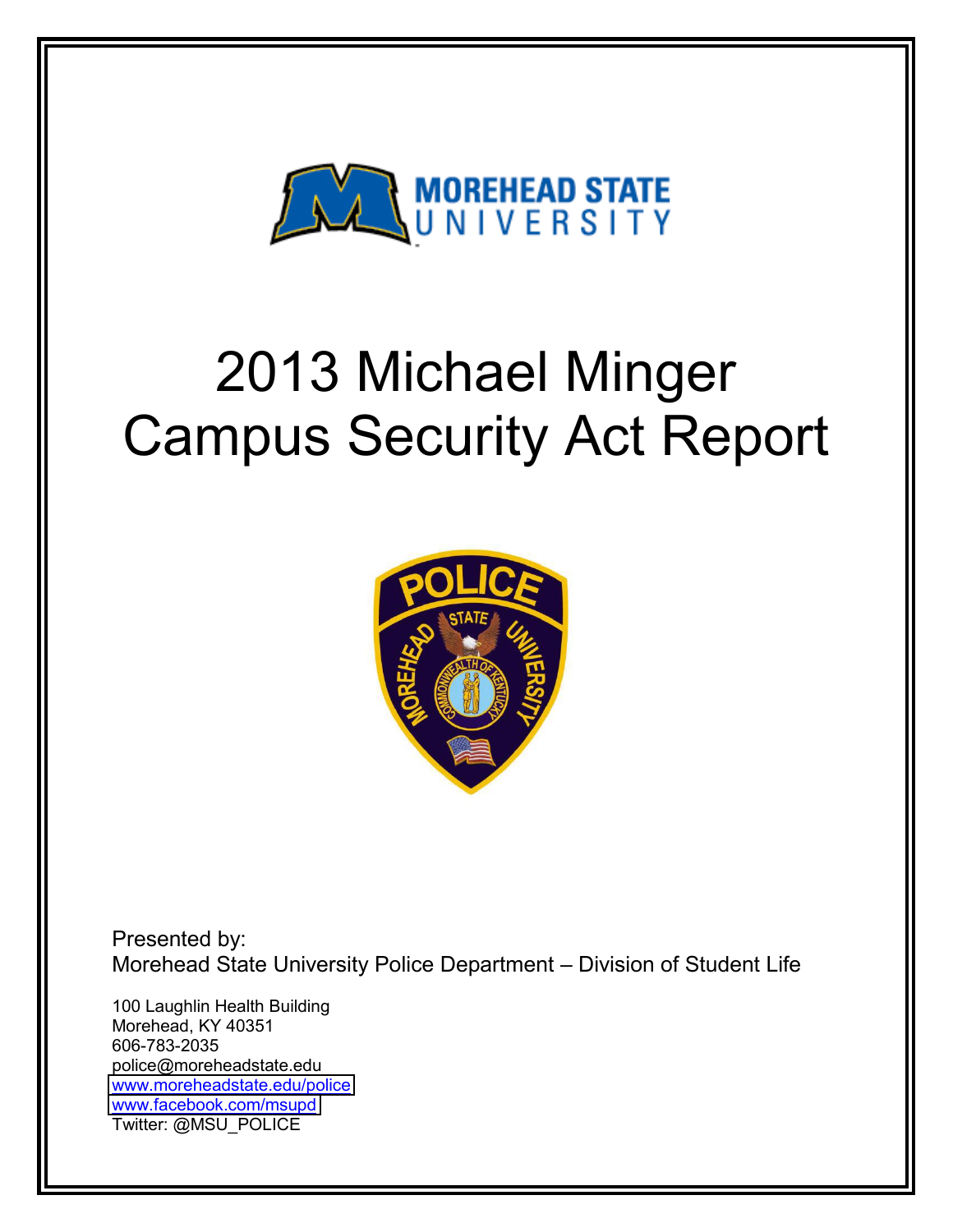# 2013 Michael Minger Campus Security Act Report

Presented by:
Morehead State University Police Department – Division of Student Life

100 Laughlin Health Building
Morehead, KY 40351
606-783-2035
police@moreheadstate.edu
www.moreheadstate.edu/police
www.facebook.com/msupd
Twitter: @MSU_POLICE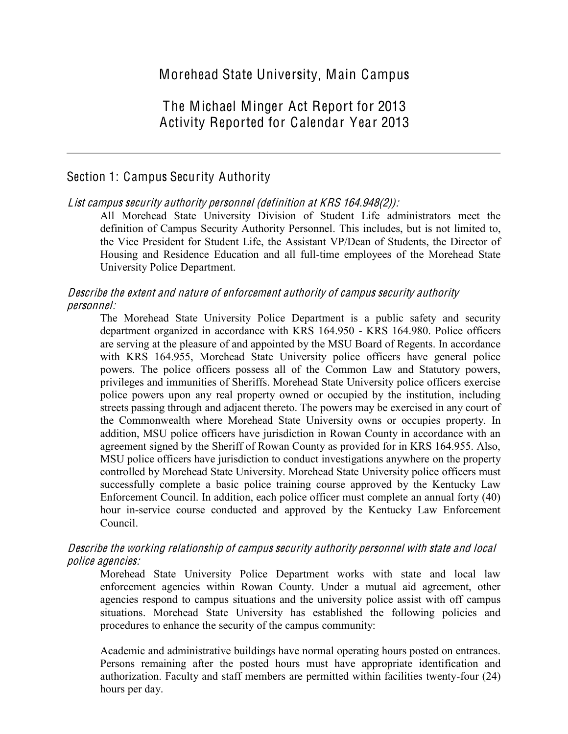# Morehead State University, Main Campus

# The Michael Minger Act Report for 2013
# Activity Reported for Calendar Year 2013

---

## Section 1: Campus Security Authority

*List campus security authority personnel (definition at KRS 164.948(2)):*

All Morehead State University Division of Student Life administrators meet the definition of Campus Security Authority Personnel. This includes, but is not limited to, the Vice President for Student Life, the Assistant VP/Dean of Students, the Director of Housing and Residence Education and all full-time employees of the Morehead State University Police Department.

*Describe the extent and nature of enforcement authority of campus security authority personnel:*

The Morehead State University Police Department is a public safety and security department organized in accordance with KRS 164.950 - KRS 164.980. Police officers are serving at the pleasure of and appointed by the MSU Board of Regents. In accordance with KRS 164.955, Morehead State University police officers have general police powers. The police officers possess all of the Common Law and Statutory powers, privileges and immunities of Sheriffs. Morehead State University police officers exercise police powers upon any real property owned or occupied by the institution, including streets passing through and adjacent thereto. The powers may be exercised in any court of the Commonwealth where Morehead State University owns or occupies property. In addition, MSU police officers have jurisdiction in Rowan County in accordance with an agreement signed by the Sheriff of Rowan County as provided for in KRS 164.955. Also, MSU police officers have jurisdiction to conduct investigations anywhere on the property controlled by Morehead State University. Morehead State University police officers must successfully complete a basic police training course approved by the Kentucky Law Enforcement Council. In addition, each police officer must complete an annual forty (40) hour in-service course conducted and approved by the Kentucky Law Enforcement Council.

*Describe the working relationship of campus security authority personnel with state and local police agencies:*

Morehead State University Police Department works with state and local law enforcement agencies within Rowan County. Under a mutual aid agreement, other agencies respond to campus situations and the university police assist with off campus situations. Morehead State University has established the following policies and procedures to enhance the security of the campus community:

Academic and administrative buildings have normal operating hours posted on entrances. Persons remaining after the posted hours must have appropriate identification and authorization. Faculty and staff members are permitted within facilities twenty-four (24) hours per day.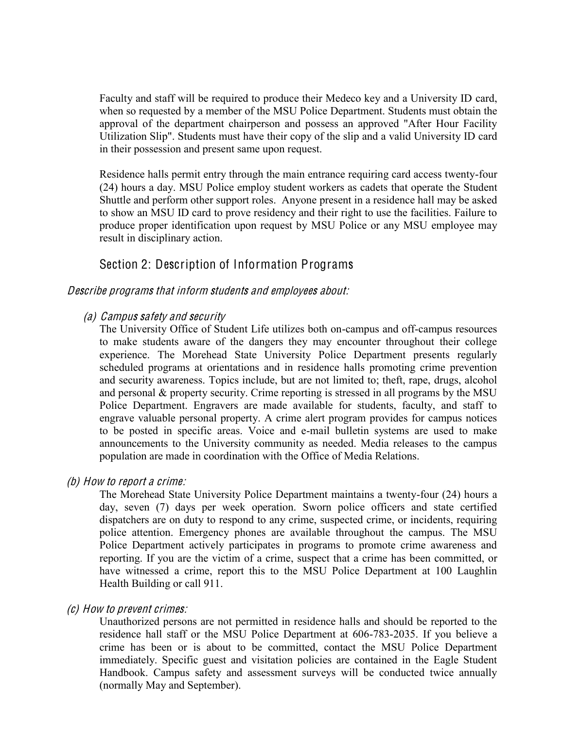Faculty and staff will be required to produce their Medeco key and a University ID card, when so requested by a member of the MSU Police Department. Students must obtain the approval of the department chairperson and possess an approved "After Hour Facility Utilization Slip". Students must have their copy of the slip and a valid University ID card in their possession and present same upon request.

Residence halls permit entry through the main entrance requiring card access twenty-four (24) hours a day. MSU Police employ student workers as cadets that operate the Student Shuttle and perform other support roles. Anyone present in a residence hall may be asked to show an MSU ID card to prove residency and their right to use the facilities. Failure to produce proper identification upon request by MSU Police or any MSU employee may result in disciplinary action.

## Section 2: Description of Information Programs

*Describe programs that inform students and employees about:*

*(a) Campus safety and security*

The University Office of Student Life utilizes both on-campus and off-campus resources to make students aware of the dangers they may encounter throughout their college experience. The Morehead State University Police Department presents regularly scheduled programs at orientations and in residence halls promoting crime prevention and security awareness. Topics include, but are not limited to; theft, rape, drugs, alcohol and personal & property security. Crime reporting is stressed in all programs by the MSU Police Department. Engravers are made available for students, faculty, and staff to engrave valuable personal property. A crime alert program provides for campus notices to be posted in specific areas. Voice and e-mail bulletin systems are used to make announcements to the University community as needed. Media releases to the campus population are made in coordination with the Office of Media Relations.

*(b) How to report a crime:*

The Morehead State University Police Department maintains a twenty-four (24) hours a day, seven (7) days per week operation. Sworn police officers and state certified dispatchers are on duty to respond to any crime, suspected crime, or incidents, requiring police attention. Emergency phones are available throughout the campus. The MSU Police Department actively participates in programs to promote crime awareness and reporting. If you are the victim of a crime, suspect that a crime has been committed, or have witnessed a crime, report this to the MSU Police Department at 100 Laughlin Health Building or call 911.

*(c) How to prevent crimes:*

Unauthorized persons are not permitted in residence halls and should be reported to the residence hall staff or the MSU Police Department at 606-783-2035. If you believe a crime has been or is about to be committed, contact the MSU Police Department immediately. Specific guest and visitation policies are contained in the Eagle Student Handbook. Campus safety and assessment surveys will be conducted twice annually (normally May and September).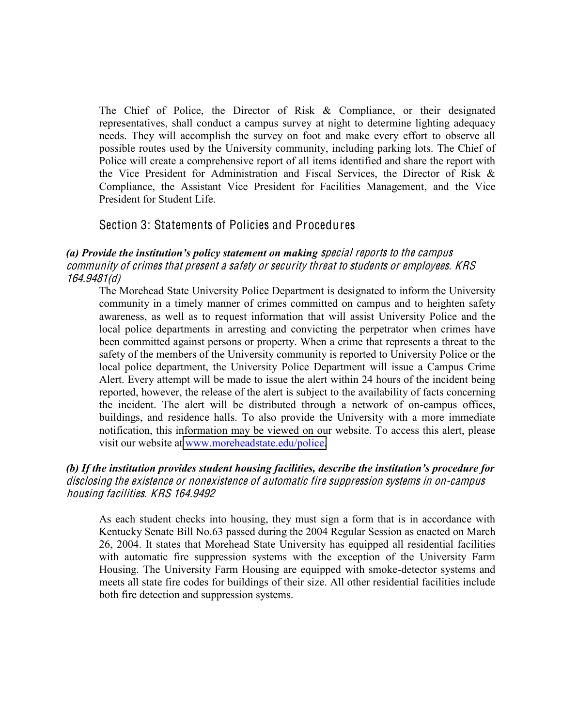The Chief of Police, the Director of Risk & Compliance, or their designated representatives, shall conduct a campus survey at night to determine lighting adequacy needs. They will accomplish the survey on foot and make every effort to observe all possible routes used by the University community, including parking lots. The Chief of Police will create a comprehensive report of all items identified and share the report with the Vice President for Administration and Fiscal Services, the Director of Risk & Compliance, the Assistant Vice President for Facilities Management, and the Vice President for Student Life.

## Section 3: Statements of Policies and Procedures

***(a) Provide the institution's policy statement on making special reports to the campus community of crimes that present a safety or security threat to students or employees. KRS 164.9481(d)***

The Morehead State University Police Department is designated to inform the University community in a timely manner of crimes committed on campus and to heighten safety awareness, as well as to request information that will assist University Police and the local police departments in arresting and convicting the perpetrator when crimes have been committed against persons or property. When a crime that represents a threat to the safety of the members of the University community is reported to University Police or the local police department, the University Police Department will issue a Campus Crime Alert. Every attempt will be made to issue the alert within 24 hours of the incident being reported, however, the release of the alert is subject to the availability of facts concerning the incident. The alert will be distributed through a network of on-campus offices, buildings, and residence halls. To also provide the University with a more immediate notification, this information may be viewed on our website. To access this alert, please visit our website at www.moreheadstate.edu/police.

***(b) If the institution provides student housing facilities, describe the institution's procedure for disclosing the existence or nonexistence of automatic fire suppression systems in on-campus housing facilities. KRS 164.9492***

As each student checks into housing, they must sign a form that is in accordance with Kentucky Senate Bill No.63 passed during the 2004 Regular Session as enacted on March 26, 2004. It states that Morehead State University has equipped all residential facilities with automatic fire suppression systems with the exception of the University Farm Housing. The University Farm Housing are equipped with smoke-detector systems and meets all state fire codes for buildings of their size. All other residential facilities include both fire detection and suppression systems.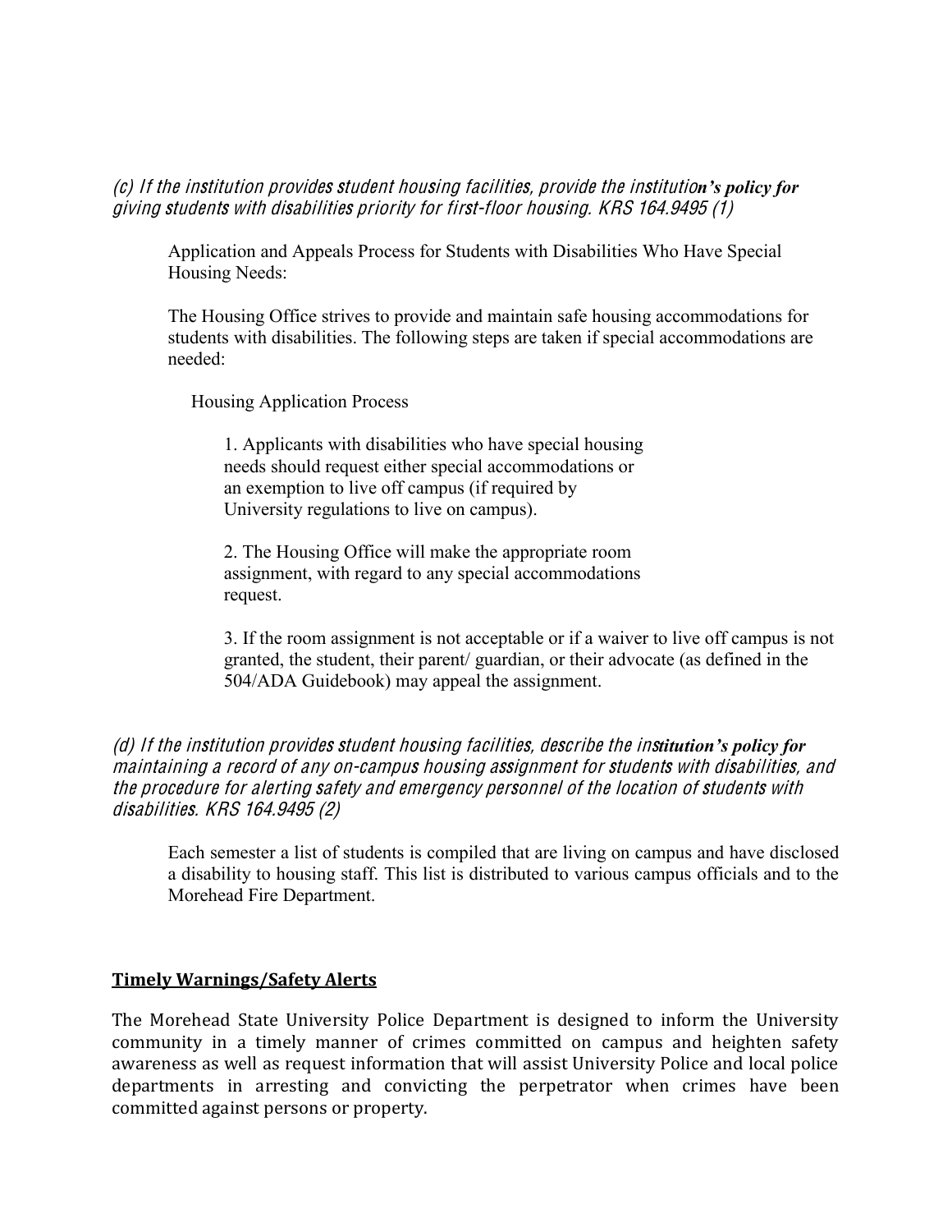*(c) If the institution provides student housing facilities, provide the institution's policy for giving students with disabilities priority for first-floor housing. KRS 164.9495 (1)*

Application and Appeals Process for Students with Disabilities Who Have Special Housing Needs:

The Housing Office strives to provide and maintain safe housing accommodations for students with disabilities. The following steps are taken if special accommodations are needed:

Housing Application Process

1. Applicants with disabilities who have special housing needs should request either special accommodations or an exemption to live off campus (if required by University regulations to live on campus).

2. The Housing Office will make the appropriate room assignment, with regard to any special accommodations request.

3. If the room assignment is not acceptable or if a waiver to live off campus is not granted, the student, their parent/ guardian, or their advocate (as defined in the 504/ADA Guidebook) may appeal the assignment.

*(d) If the institution provides student housing facilities, describe the institution's policy for maintaining a record of any on-campus housing assignment for students with disabilities, and the procedure for alerting safety and emergency personnel of the location of students with disabilities. KRS 164.9495 (2)*

Each semester a list of students is compiled that are living on campus and have disclosed a disability to housing staff. This list is distributed to various campus officials and to the Morehead Fire Department.

**Timely Warnings/Safety Alerts**

The Morehead State University Police Department is designed to inform the University community in a timely manner of crimes committed on campus and heighten safety awareness as well as request information that will assist University Police and local police departments in arresting and convicting the perpetrator when crimes have been committed against persons or property.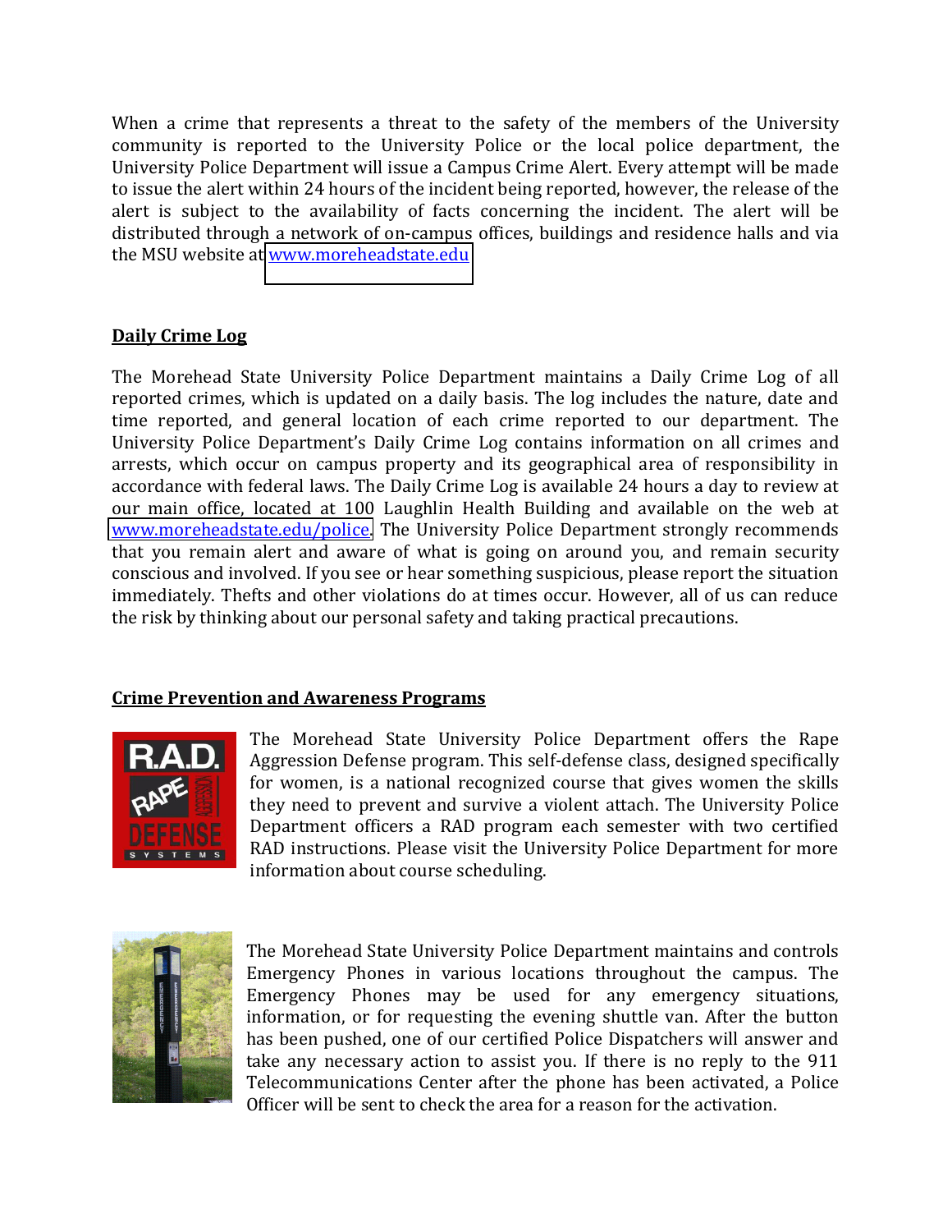When a crime that represents a threat to the safety of the members of the University community is reported to the University Police or the local police department, the University Police Department will issue a Campus Crime Alert. Every attempt will be made to issue the alert within 24 hours of the incident being reported, however, the release of the alert is subject to the availability of facts concerning the incident. The alert will be distributed through a network of on-campus offices, buildings and residence halls and via the MSU website at www.moreheadstate.edu

## Daily Crime Log

The Morehead State University Police Department maintains a Daily Crime Log of all reported crimes, which is updated on a daily basis. The log includes the nature, date and time reported, and general location of each crime reported to our department. The University Police Department's Daily Crime Log contains information on all crimes and arrests, which occur on campus property and its geographical area of responsibility in accordance with federal laws. The Daily Crime Log is available 24 hours a day to review at our main office, located at 100 Laughlin Health Building and available on the web at www.moreheadstate.edu/police. The University Police Department strongly recommends that you remain alert and aware of what is going on around you, and remain security conscious and involved. If you see or hear something suspicious, please report the situation immediately. Thefts and other violations do at times occur. However, all of us can reduce the risk by thinking about our personal safety and taking practical precautions.

## Crime Prevention and Awareness Programs

The Morehead State University Police Department offers the Rape Aggression Defense program. This self-defense class, designed specifically for women, is a national recognized course that gives women the skills they need to prevent and survive a violent attach. The University Police Department officers a RAD program each semester with two certified RAD instructions. Please visit the University Police Department for more information about course scheduling.

The Morehead State University Police Department maintains and controls Emergency Phones in various locations throughout the campus. The Emergency Phones may be used for any emergency situations, information, or for requesting the evening shuttle van. After the button has been pushed, one of our certified Police Dispatchers will answer and take any necessary action to assist you. If there is no reply to the 911 Telecommunications Center after the phone has been activated, a Police Officer will be sent to check the area for a reason for the activation.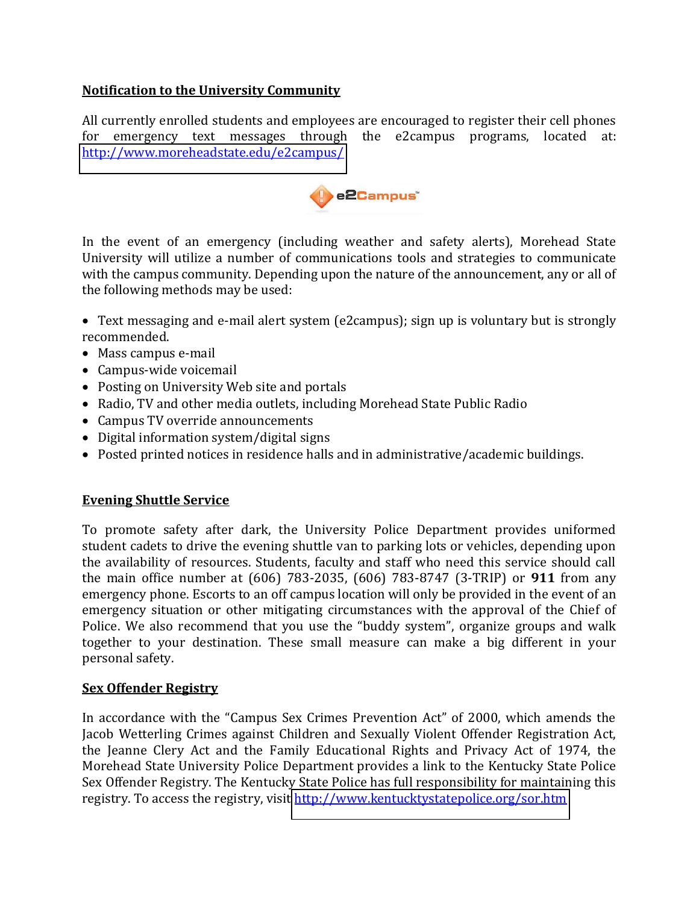**Notification to the University Community**

All currently enrolled students and employees are encouraged to register their cell phones for emergency text messages through the e2campus programs, located at: http://www.moreheadstate.edu/e2campus/

In the event of an emergency (including weather and safety alerts), Morehead State University will utilize a number of communications tools and strategies to communicate with the campus community. Depending upon the nature of the announcement, any or all of the following methods may be used:

- Text messaging and e-mail alert system (e2campus); sign up is voluntary but is strongly recommended.
- Mass campus e-mail
- Campus-wide voicemail
- Posting on University Web site and portals
- Radio, TV and other media outlets, including Morehead State Public Radio
- Campus TV override announcements
- Digital information system/digital signs
- Posted printed notices in residence halls and in administrative/academic buildings.

**Evening Shuttle Service**

To promote safety after dark, the University Police Department provides uniformed student cadets to drive the evening shuttle van to parking lots or vehicles, depending upon the availability of resources. Students, faculty and staff who need this service should call the main office number at (606) 783-2035, (606) 783-8747 (3-TRIP) or **911** from any emergency phone. Escorts to an off campus location will only be provided in the event of an emergency situation or other mitigating circumstances with the approval of the Chief of Police. We also recommend that you use the "buddy system", organize groups and walk together to your destination. These small measure can make a big different in your personal safety.

**Sex Offender Registry**

In accordance with the "Campus Sex Crimes Prevention Act" of 2000, which amends the Jacob Wetterling Crimes against Children and Sexually Violent Offender Registration Act, the Jeanne Clery Act and the Family Educational Rights and Privacy Act of 1974, the Morehead State University Police Department provides a link to the Kentucky State Police Sex Offender Registry. The Kentucky State Police has full responsibility for maintaining this registry. To access the registry, visit http://www.kentuckystatepolice.org/sor.htm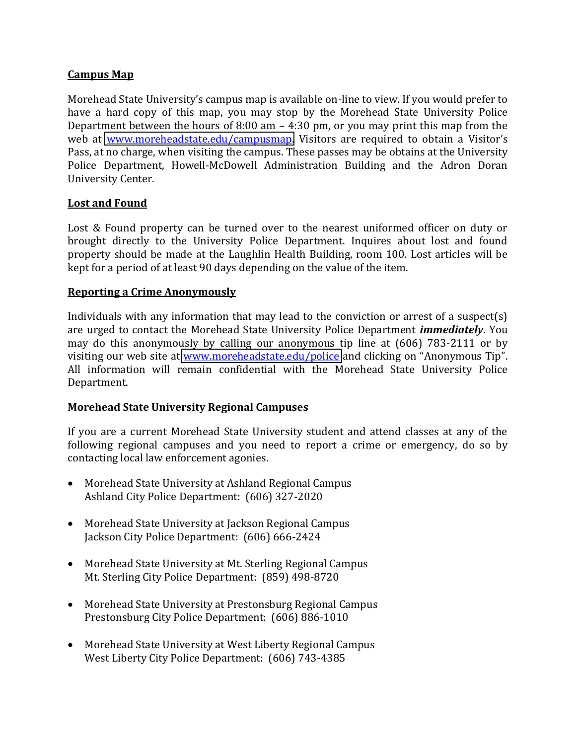## Campus Map

Morehead State University's campus map is available on-line to view. If you would prefer to have a hard copy of this map, you may stop by the Morehead State University Police Department between the hours of 8:00 am – 4:30 pm, or you may print this map from the web at www.moreheadstate.edu/campusmap. Visitors are required to obtain a Visitor's Pass, at no charge, when visiting the campus. These passes may be obtains at the University Police Department, Howell-McDowell Administration Building and the Adron Doran University Center.

## Lost and Found

Lost & Found property can be turned over to the nearest uniformed officer on duty or brought directly to the University Police Department. Inquires about lost and found property should be made at the Laughlin Health Building, room 100. Lost articles will be kept for a period of at least 90 days depending on the value of the item.

## Reporting a Crime Anonymously

Individuals with any information that may lead to the conviction or arrest of a suspect(s) are urged to contact the Morehead State University Police Department ***immediately***. You may do this anonymously by calling our anonymous tip line at (606) 783-2111 or by visiting our web site at www.moreheadstate.edu/police and clicking on "Anonymous Tip". All information will remain confidential with the Morehead State University Police Department.

## Morehead State University Regional Campuses

If you are a current Morehead State University student and attend classes at any of the following regional campuses and you need to report a crime or emergency, do so by contacting local law enforcement agonies.

- Morehead State University at Ashland Regional Campus
  Ashland City Police Department: (606) 327-2020

- Morehead State University at Jackson Regional Campus
  Jackson City Police Department: (606) 666-2424

- Morehead State University at Mt. Sterling Regional Campus
  Mt. Sterling City Police Department: (859) 498-8720

- Morehead State University at Prestonsburg Regional Campus
  Prestonsburg City Police Department: (606) 886-1010

- Morehead State University at West Liberty Regional Campus
  West Liberty City Police Department: (606) 743-4385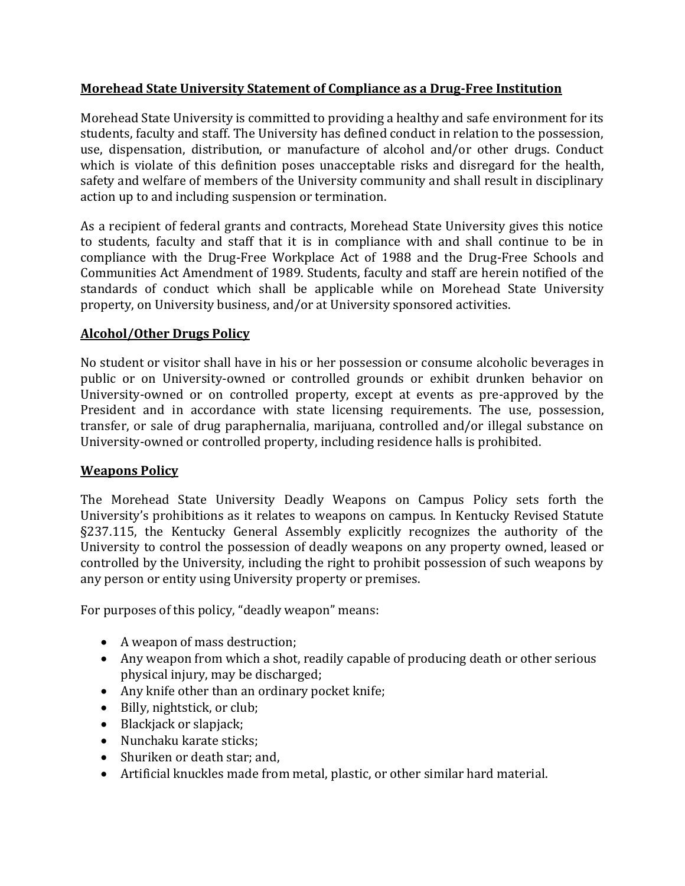**Morehead State University Statement of Compliance as a Drug-Free Institution**

Morehead State University is committed to providing a healthy and safe environment for its students, faculty and staff. The University has defined conduct in relation to the possession, use, dispensation, distribution, or manufacture of alcohol and/or other drugs. Conduct which is violate of this definition poses unacceptable risks and disregard for the health, safety and welfare of members of the University community and shall result in disciplinary action up to and including suspension or termination.

As a recipient of federal grants and contracts, Morehead State University gives this notice to students, faculty and staff that it is in compliance with and shall continue to be in compliance with the Drug-Free Workplace Act of 1988 and the Drug-Free Schools and Communities Act Amendment of 1989. Students, faculty and staff are herein notified of the standards of conduct which shall be applicable while on Morehead State University property, on University business, and/or at University sponsored activities.

**Alcohol/Other Drugs Policy**

No student or visitor shall have in his or her possession or consume alcoholic beverages in public or on University-owned or controlled grounds or exhibit drunken behavior on University-owned or on controlled property, except at events as pre-approved by the President and in accordance with state licensing requirements. The use, possession, transfer, or sale of drug paraphernalia, marijuana, controlled and/or illegal substance on University-owned or controlled property, including residence halls is prohibited.

**Weapons Policy**

The Morehead State University Deadly Weapons on Campus Policy sets forth the University's prohibitions as it relates to weapons on campus. In Kentucky Revised Statute §237.115, the Kentucky General Assembly explicitly recognizes the authority of the University to control the possession of deadly weapons on any property owned, leased or controlled by the University, including the right to prohibit possession of such weapons by any person or entity using University property or premises.

For purposes of this policy, "deadly weapon" means:

- A weapon of mass destruction;
- Any weapon from which a shot, readily capable of producing death or other serious physical injury, may be discharged;
- Any knife other than an ordinary pocket knife;
- Billy, nightstick, or club;
- Blackjack or slapjack;
- Nunchaku karate sticks;
- Shuriken or death star; and,
- Artificial knuckles made from metal, plastic, or other similar hard material.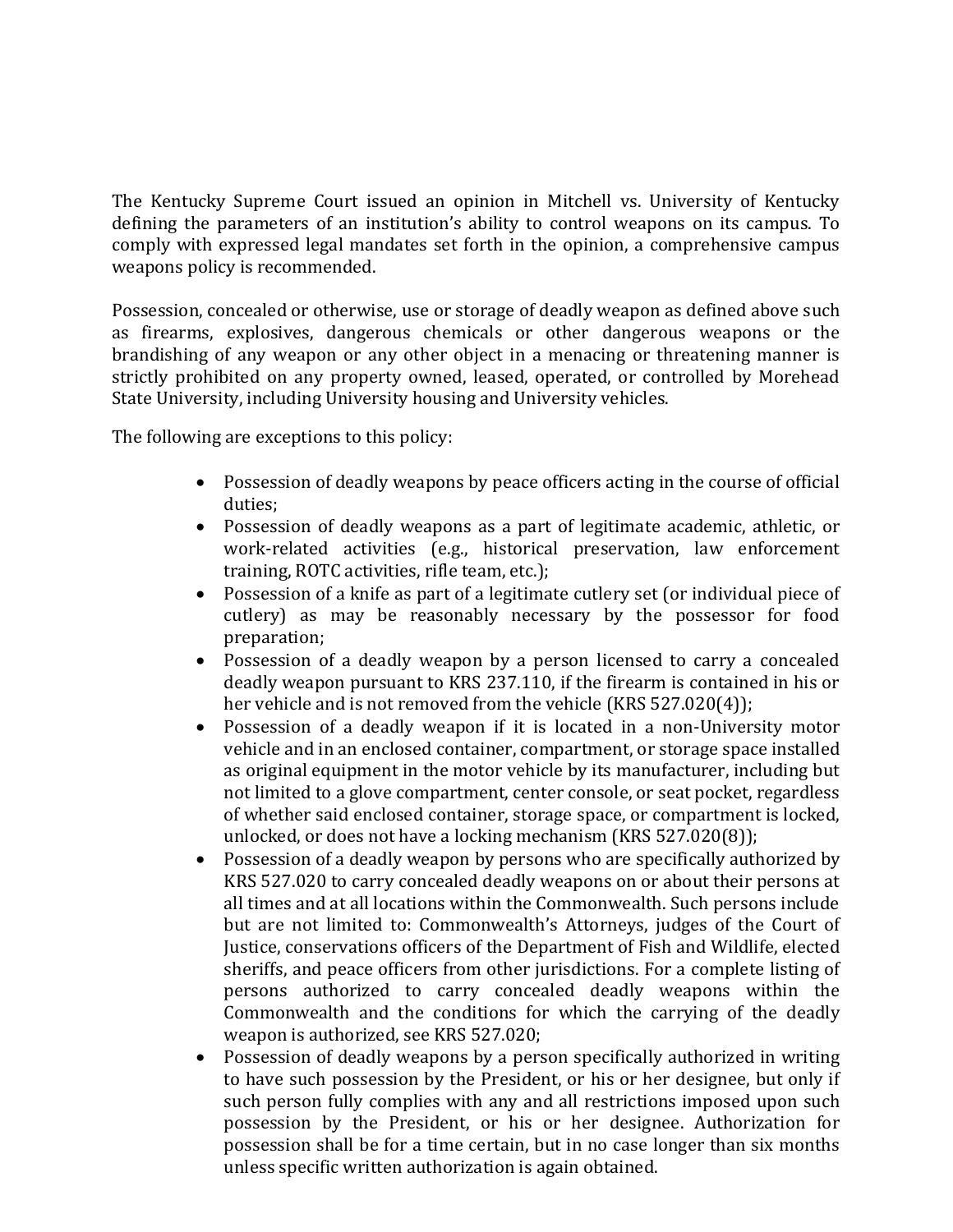The Kentucky Supreme Court issued an opinion in Mitchell vs. University of Kentucky defining the parameters of an institution's ability to control weapons on its campus. To comply with expressed legal mandates set forth in the opinion, a comprehensive campus weapons policy is recommended.

Possession, concealed or otherwise, use or storage of deadly weapon as defined above such as firearms, explosives, dangerous chemicals or other dangerous weapons or the brandishing of any weapon or any other object in a menacing or threatening manner is strictly prohibited on any property owned, leased, operated, or controlled by Morehead State University, including University housing and University vehicles.

The following are exceptions to this policy:

- Possession of deadly weapons by peace officers acting in the course of official duties;
- Possession of deadly weapons as a part of legitimate academic, athletic, or work-related activities (e.g., historical preservation, law enforcement training, ROTC activities, rifle team, etc.);
- Possession of a knife as part of a legitimate cutlery set (or individual piece of cutlery) as may be reasonably necessary by the possessor for food preparation;
- Possession of a deadly weapon by a person licensed to carry a concealed deadly weapon pursuant to KRS 237.110, if the firearm is contained in his or her vehicle and is not removed from the vehicle (KRS 527.020(4));
- Possession of a deadly weapon if it is located in a non-University motor vehicle and in an enclosed container, compartment, or storage space installed as original equipment in the motor vehicle by its manufacturer, including but not limited to a glove compartment, center console, or seat pocket, regardless of whether said enclosed container, storage space, or compartment is locked, unlocked, or does not have a locking mechanism (KRS 527.020(8));
- Possession of a deadly weapon by persons who are specifically authorized by KRS 527.020 to carry concealed deadly weapons on or about their persons at all times and at all locations within the Commonwealth. Such persons include but are not limited to: Commonwealth's Attorneys, judges of the Court of Justice, conservations officers of the Department of Fish and Wildlife, elected sheriffs, and peace officers from other jurisdictions. For a complete listing of persons authorized to carry concealed deadly weapons within the Commonwealth and the conditions for which the carrying of the deadly weapon is authorized, see KRS 527.020;
- Possession of deadly weapons by a person specifically authorized in writing to have such possession by the President, or his or her designee, but only if such person fully complies with any and all restrictions imposed upon such possession by the President, or his or her designee. Authorization for possession shall be for a time certain, but in no case longer than six months unless specific written authorization is again obtained.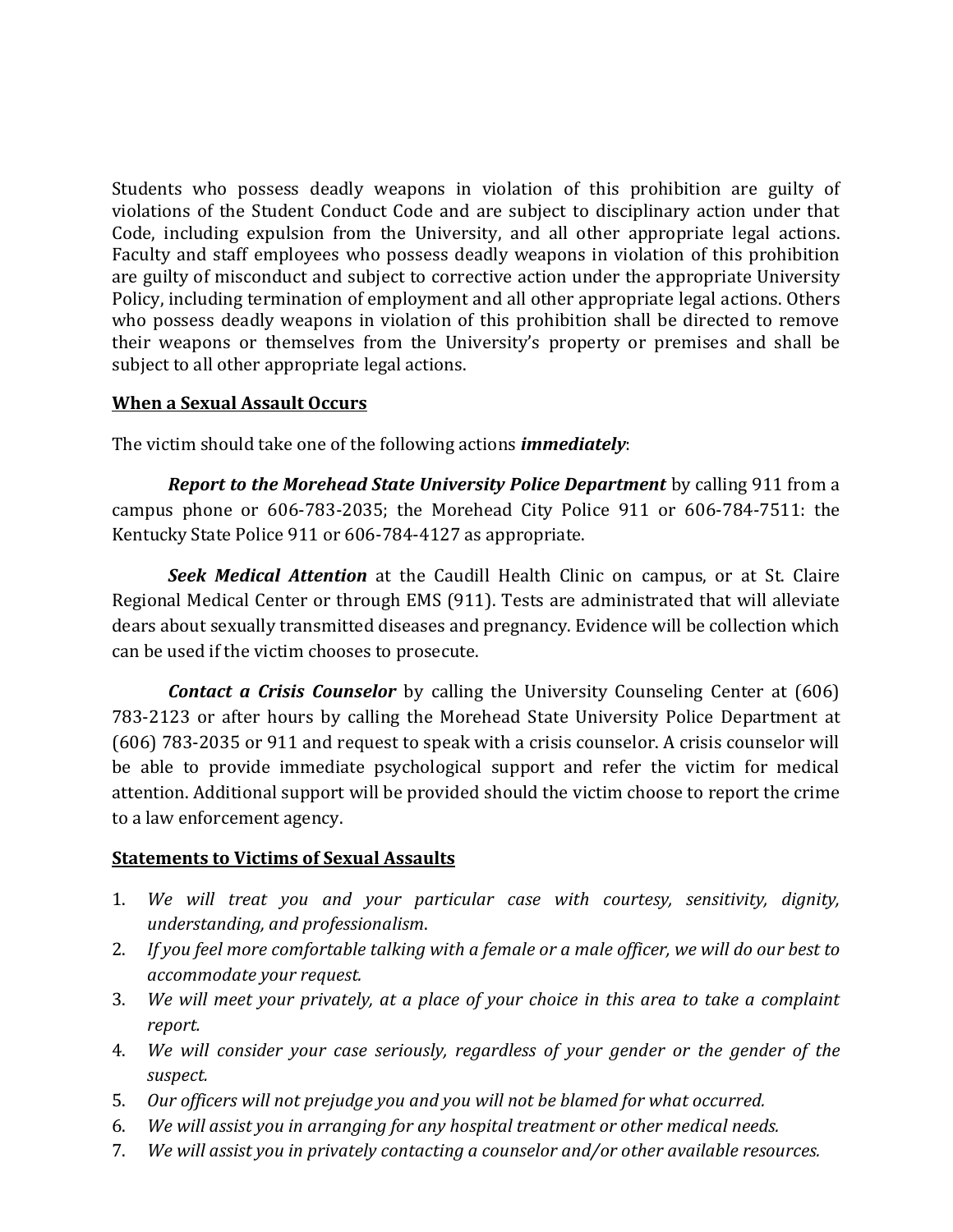Students who possess deadly weapons in violation of this prohibition are guilty of violations of the Student Conduct Code and are subject to disciplinary action under that Code, including expulsion from the University, and all other appropriate legal actions. Faculty and staff employees who possess deadly weapons in violation of this prohibition are guilty of misconduct and subject to corrective action under the appropriate University Policy, including termination of employment and all other appropriate legal actions. Others who possess deadly weapons in violation of this prohibition shall be directed to remove their weapons or themselves from the University's property or premises and shall be subject to all other appropriate legal actions.

## When a Sexual Assault Occurs

The victim should take one of the following actions ***immediately***:

***Report to the Morehead State University Police Department*** by calling 911 from a campus phone or 606-783-2035; the Morehead City Police 911 or 606-784-7511: the Kentucky State Police 911 or 606-784-4127 as appropriate.

***Seek Medical Attention*** at the Caudill Health Clinic on campus, or at St. Claire Regional Medical Center or through EMS (911). Tests are administrated that will alleviate dears about sexually transmitted diseases and pregnancy. Evidence will be collection which can be used if the victim chooses to prosecute.

***Contact a Crisis Counselor*** by calling the University Counseling Center at (606) 783-2123 or after hours by calling the Morehead State University Police Department at (606) 783-2035 or 911 and request to speak with a crisis counselor. A crisis counselor will be able to provide immediate psychological support and refer the victim for medical attention. Additional support will be provided should the victim choose to report the crime to a law enforcement agency.

## Statements to Victims of Sexual Assaults

1. *We will treat you and your particular case with courtesy, sensitivity, dignity, understanding, and professionalism.*
2. *If you feel more comfortable talking with a female or a male officer, we will do our best to accommodate your request.*
3. *We will meet your privately, at a place of your choice in this area to take a complaint report.*
4. *We will consider your case seriously, regardless of your gender or the gender of the suspect.*
5. *Our officers will not prejudge you and you will not be blamed for what occurred.*
6. *We will assist you in arranging for any hospital treatment or other medical needs.*
7. *We will assist you in privately contacting a counselor and/or other available resources.*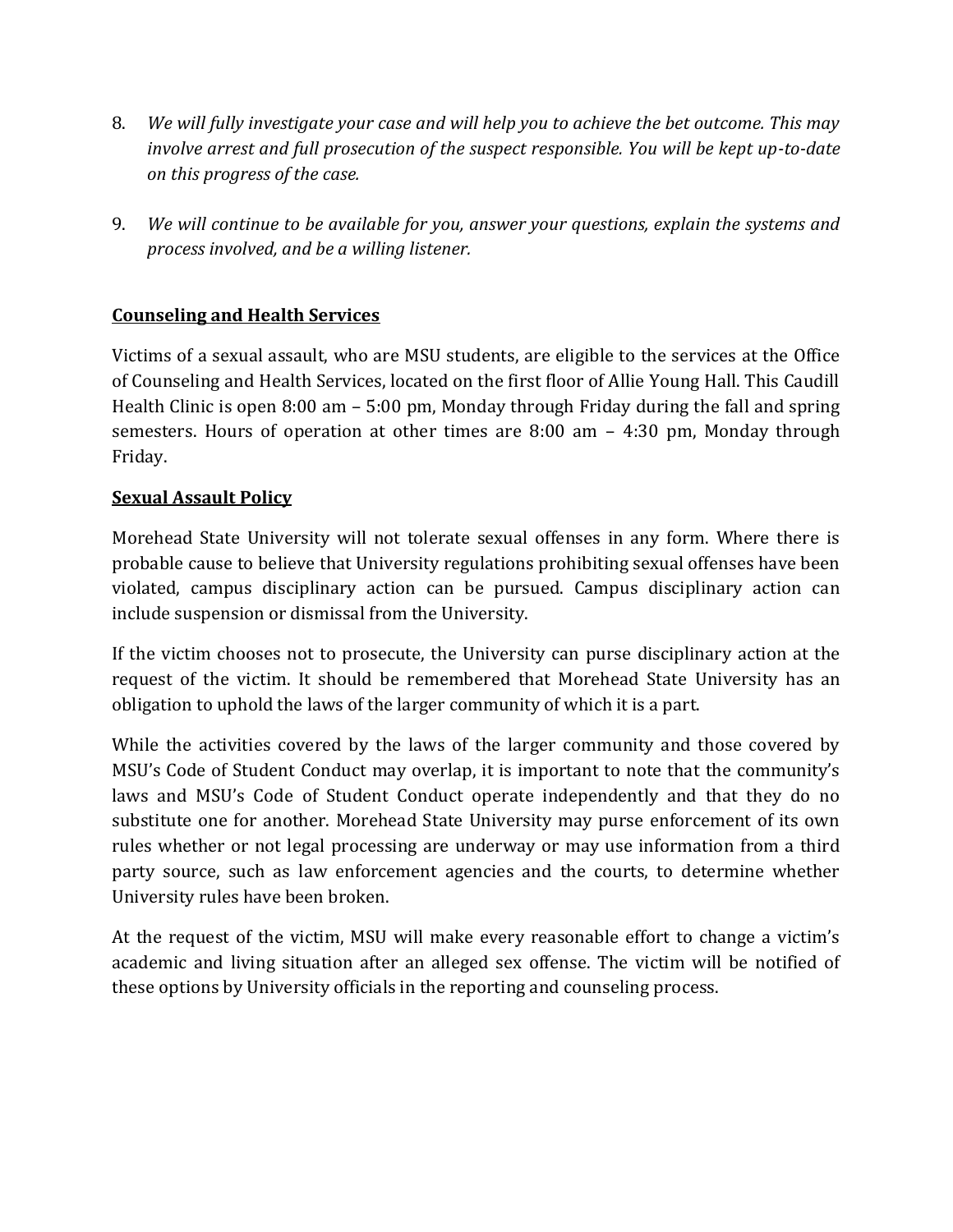8. *We will fully investigate your case and will help you to achieve the bet outcome. This may involve arrest and full prosecution of the suspect responsible. You will be kept up-to-date on this progress of the case.*

9. *We will continue to be available for you, answer your questions, explain the systems and process involved, and be a willing listener.*

**Counseling and Health Services**

Victims of a sexual assault, who are MSU students, are eligible to the services at the Office of Counseling and Health Services, located on the first floor of Allie Young Hall. This Caudill Health Clinic is open 8:00 am – 5:00 pm, Monday through Friday during the fall and spring semesters. Hours of operation at other times are 8:00 am – 4:30 pm, Monday through Friday.

**Sexual Assault Policy**

Morehead State University will not tolerate sexual offenses in any form. Where there is probable cause to believe that University regulations prohibiting sexual offenses have been violated, campus disciplinary action can be pursued. Campus disciplinary action can include suspension or dismissal from the University.

If the victim chooses not to prosecute, the University can purse disciplinary action at the request of the victim. It should be remembered that Morehead State University has an obligation to uphold the laws of the larger community of which it is a part.

While the activities covered by the laws of the larger community and those covered by MSU's Code of Student Conduct may overlap, it is important to note that the community's laws and MSU's Code of Student Conduct operate independently and that they do no substitute one for another. Morehead State University may purse enforcement of its own rules whether or not legal processing are underway or may use information from a third party source, such as law enforcement agencies and the courts, to determine whether University rules have been broken.

At the request of the victim, MSU will make every reasonable effort to change a victim's academic and living situation after an alleged sex offense. The victim will be notified of these options by University officials in the reporting and counseling process.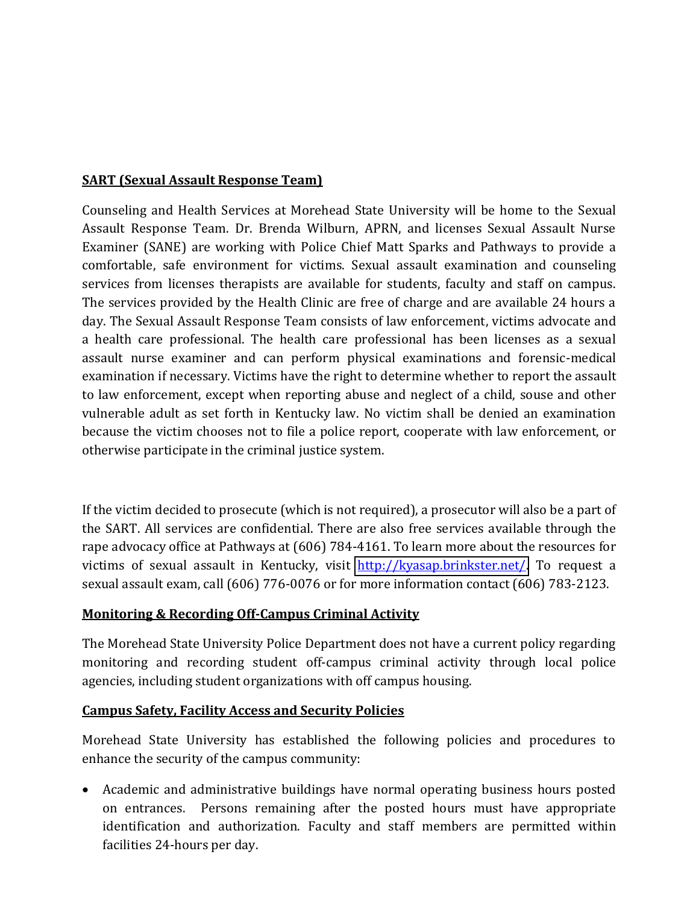**SART (Sexual Assault Response Team)**

Counseling and Health Services at Morehead State University will be home to the Sexual Assault Response Team. Dr. Brenda Wilburn, APRN, and licenses Sexual Assault Nurse Examiner (SANE) are working with Police Chief Matt Sparks and Pathways to provide a comfortable, safe environment for victims. Sexual assault examination and counseling services from licenses therapists are available for students, faculty and staff on campus. The services provided by the Health Clinic are free of charge and are available 24 hours a day. The Sexual Assault Response Team consists of law enforcement, victims advocate and a health care professional. The health care professional has been licenses as a sexual assault nurse examiner and can perform physical examinations and forensic-medical examination if necessary. Victims have the right to determine whether to report the assault to law enforcement, except when reporting abuse and neglect of a child, souse and other vulnerable adult as set forth in Kentucky law. No victim shall be denied an examination because the victim chooses not to file a police report, cooperate with law enforcement, or otherwise participate in the criminal justice system.

If the victim decided to prosecute (which is not required), a prosecutor will also be a part of the SART. All services are confidential. There are also free services available through the rape advocacy office at Pathways at (606) 784-4161. To learn more about the resources for victims of sexual assault in Kentucky, visit http://kyasap.brinkster.net/. To request a sexual assault exam, call (606) 776-0076 or for more information contact (606) 783-2123.

**Monitoring & Recording Off-Campus Criminal Activity**

The Morehead State University Police Department does not have a current policy regarding monitoring and recording student off-campus criminal activity through local police agencies, including student organizations with off campus housing.

**Campus Safety, Facility Access and Security Policies**

Morehead State University has established the following policies and procedures to enhance the security of the campus community:

- Academic and administrative buildings have normal operating business hours posted on entrances. Persons remaining after the posted hours must have appropriate identification and authorization. Faculty and staff members are permitted within facilities 24-hours per day.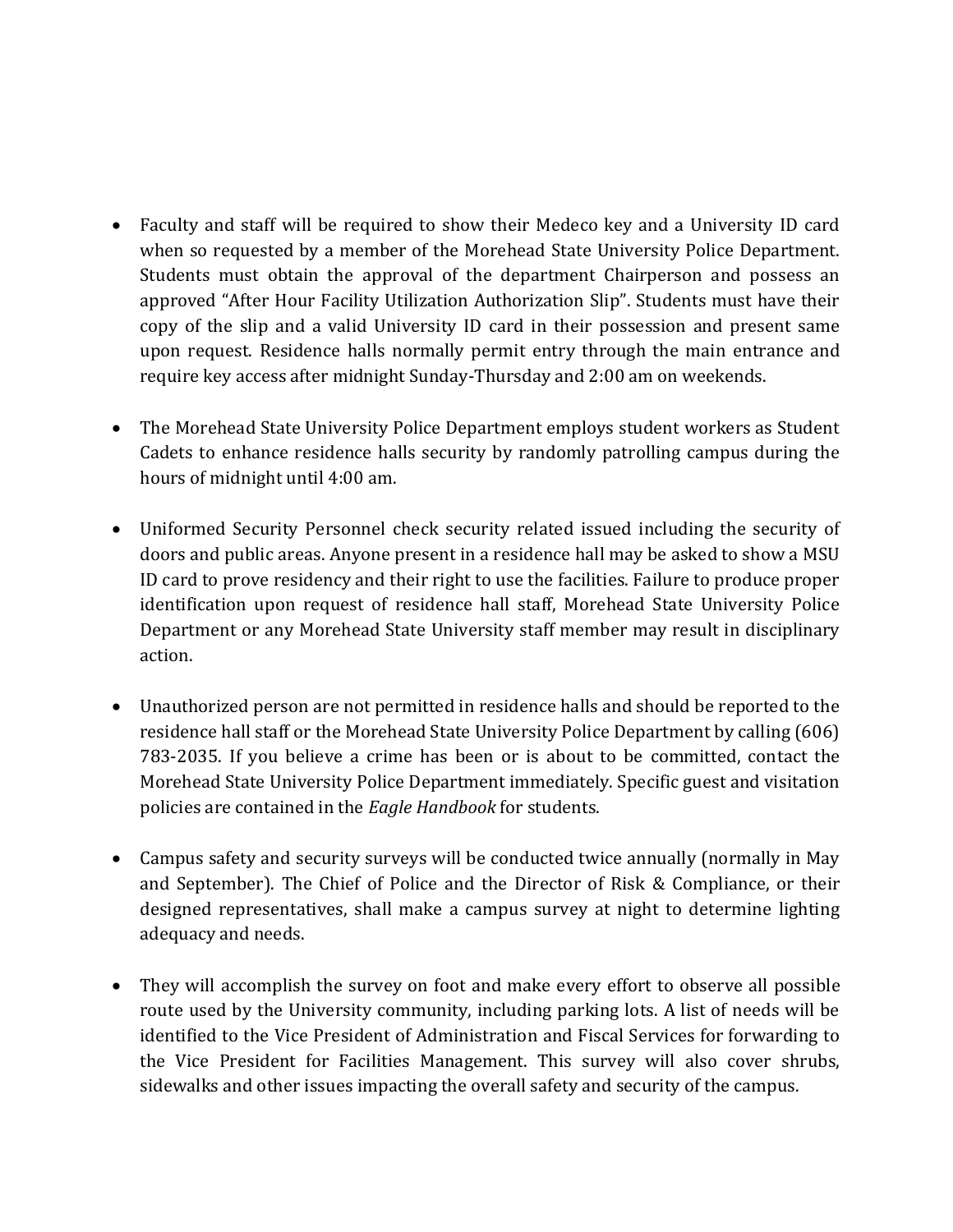- Faculty and staff will be required to show their Medeco key and a University ID card when so requested by a member of the Morehead State University Police Department. Students must obtain the approval of the department Chairperson and possess an approved "After Hour Facility Utilization Authorization Slip". Students must have their copy of the slip and a valid University ID card in their possession and present same upon request. Residence halls normally permit entry through the main entrance and require key access after midnight Sunday-Thursday and 2:00 am on weekends.

- The Morehead State University Police Department employs student workers as Student Cadets to enhance residence halls security by randomly patrolling campus during the hours of midnight until 4:00 am.

- Uniformed Security Personnel check security related issued including the security of doors and public areas. Anyone present in a residence hall may be asked to show a MSU ID card to prove residency and their right to use the facilities. Failure to produce proper identification upon request of residence hall staff, Morehead State University Police Department or any Morehead State University staff member may result in disciplinary action.

- Unauthorized person are not permitted in residence halls and should be reported to the residence hall staff or the Morehead State University Police Department by calling (606) 783-2035. If you believe a crime has been or is about to be committed, contact the Morehead State University Police Department immediately. Specific guest and visitation policies are contained in the *Eagle Handbook* for students.

- Campus safety and security surveys will be conducted twice annually (normally in May and September). The Chief of Police and the Director of Risk & Compliance, or their designed representatives, shall make a campus survey at night to determine lighting adequacy and needs.

- They will accomplish the survey on foot and make every effort to observe all possible route used by the University community, including parking lots. A list of needs will be identified to the Vice President of Administration and Fiscal Services for forwarding to the Vice President for Facilities Management. This survey will also cover shrubs, sidewalks and other issues impacting the overall safety and security of the campus.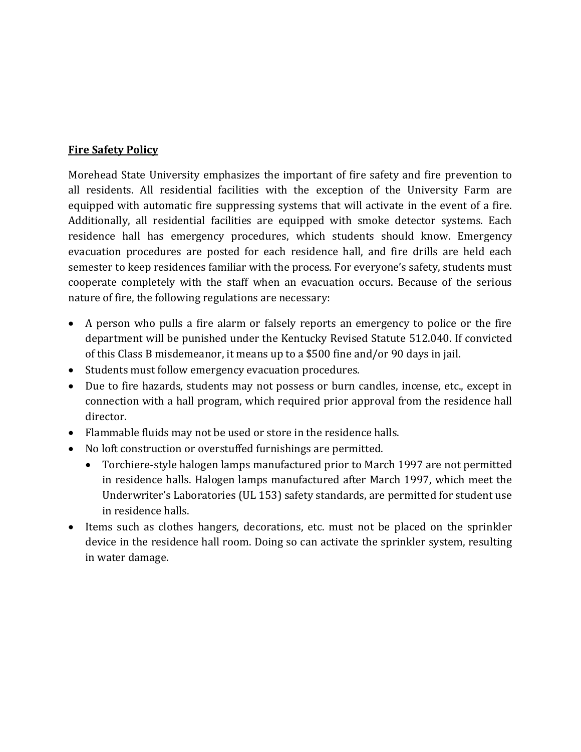**Fire Safety Policy**

Morehead State University emphasizes the important of fire safety and fire prevention to all residents. All residential facilities with the exception of the University Farm are equipped with automatic fire suppressing systems that will activate in the event of a fire. Additionally, all residential facilities are equipped with smoke detector systems. Each residence hall has emergency procedures, which students should know. Emergency evacuation procedures are posted for each residence hall, and fire drills are held each semester to keep residences familiar with the process. For everyone's safety, students must cooperate completely with the staff when an evacuation occurs. Because of the serious nature of fire, the following regulations are necessary:

- A person who pulls a fire alarm or falsely reports an emergency to police or the fire department will be punished under the Kentucky Revised Statute 512.040. If convicted of this Class B misdemeanor, it means up to a $500 fine and/or 90 days in jail.
- Students must follow emergency evacuation procedures.
- Due to fire hazards, students may not possess or burn candles, incense, etc., except in connection with a hall program, which required prior approval from the residence hall director.
- Flammable fluids may not be used or store in the residence halls.
- No loft construction or overstuffed furnishings are permitted.
  - Torchiere-style halogen lamps manufactured prior to March 1997 are not permitted in residence halls. Halogen lamps manufactured after March 1997, which meet the Underwriter's Laboratories (UL 153) safety standards, are permitted for student use in residence halls.
- Items such as clothes hangers, decorations, etc. must not be placed on the sprinkler device in the residence hall room. Doing so can activate the sprinkler system, resulting in water damage.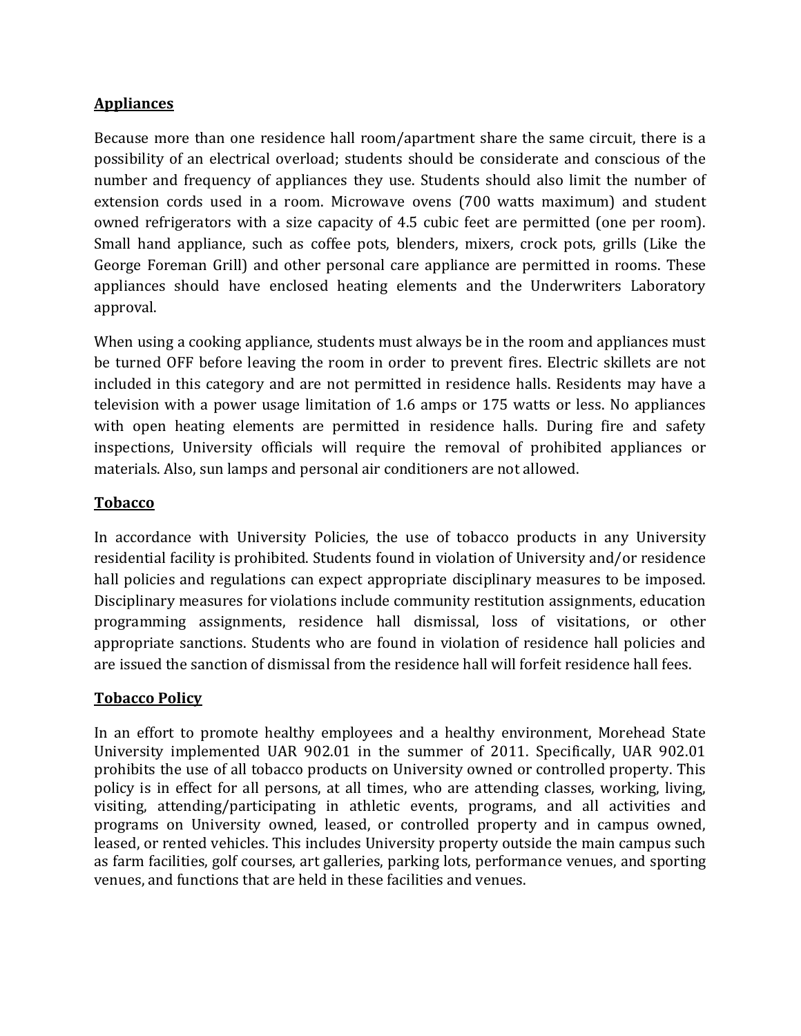## Appliances

Because more than one residence hall room/apartment share the same circuit, there is a possibility of an electrical overload; students should be considerate and conscious of the number and frequency of appliances they use. Students should also limit the number of extension cords used in a room. Microwave ovens (700 watts maximum) and student owned refrigerators with a size capacity of 4.5 cubic feet are permitted (one per room). Small hand appliance, such as coffee pots, blenders, mixers, crock pots, grills (Like the George Foreman Grill) and other personal care appliance are permitted in rooms. These appliances should have enclosed heating elements and the Underwriters Laboratory approval.

When using a cooking appliance, students must always be in the room and appliances must be turned OFF before leaving the room in order to prevent fires. Electric skillets are not included in this category and are not permitted in residence halls. Residents may have a television with a power usage limitation of 1.6 amps or 175 watts or less. No appliances with open heating elements are permitted in residence halls. During fire and safety inspections, University officials will require the removal of prohibited appliances or materials. Also, sun lamps and personal air conditioners are not allowed.

## Tobacco

In accordance with University Policies, the use of tobacco products in any University residential facility is prohibited. Students found in violation of University and/or residence hall policies and regulations can expect appropriate disciplinary measures to be imposed. Disciplinary measures for violations include community restitution assignments, education programming assignments, residence hall dismissal, loss of visitations, or other appropriate sanctions. Students who are found in violation of residence hall policies and are issued the sanction of dismissal from the residence hall will forfeit residence hall fees.

## Tobacco Policy

In an effort to promote healthy employees and a healthy environment, Morehead State University implemented UAR 902.01 in the summer of 2011. Specifically, UAR 902.01 prohibits the use of all tobacco products on University owned or controlled property. This policy is in effect for all persons, at all times, who are attending classes, working, living, visiting, attending/participating in athletic events, programs, and all activities and programs on University owned, leased, or controlled property and in campus owned, leased, or rented vehicles. This includes University property outside the main campus such as farm facilities, golf courses, art galleries, parking lots, performance venues, and sporting venues, and functions that are held in these facilities and venues.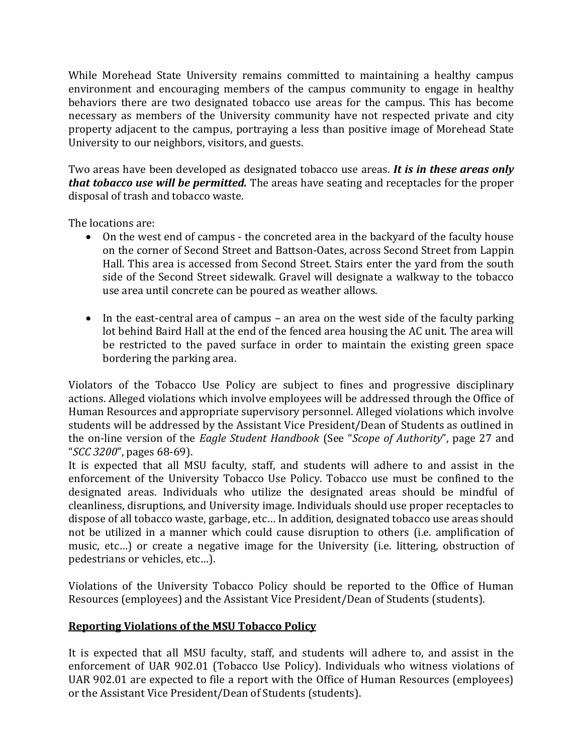While Morehead State University remains committed to maintaining a healthy campus environment and encouraging members of the campus community to engage in healthy behaviors there are two designated tobacco use areas for the campus. This has become necessary as members of the University community have not respected private and city property adjacent to the campus, portraying a less than positive image of Morehead State University to our neighbors, visitors, and guests.

Two areas have been developed as designated tobacco use areas. ***It is in these areas only that tobacco use will be permitted.*** The areas have seating and receptacles for the proper disposal of trash and tobacco waste.

The locations are:

- On the west end of campus - the concreted area in the backyard of the faculty house on the corner of Second Street and Battson-Oates, across Second Street from Lappin Hall. This area is accessed from Second Street. Stairs enter the yard from the south side of the Second Street sidewalk. Gravel will designate a walkway to the tobacco use area until concrete can be poured as weather allows.

- In the east-central area of campus – an area on the west side of the faculty parking lot behind Baird Hall at the end of the fenced area housing the AC unit. The area will be restricted to the paved surface in order to maintain the existing green space bordering the parking area.

Violators of the Tobacco Use Policy are subject to fines and progressive disciplinary actions. Alleged violations which involve employees will be addressed through the Office of Human Resources and appropriate supervisory personnel. Alleged violations which involve students will be addressed by the Assistant Vice President/Dean of Students as outlined in the on-line version of the *Eagle Student Handbook* (See "*Scope of Authority*", page 27 and "*SCC 3200*", pages 68-69).
It is expected that all MSU faculty, staff, and students will adhere to and assist in the enforcement of the University Tobacco Use Policy. Tobacco use must be confined to the designated areas. Individuals who utilize the designated areas should be mindful of cleanliness, disruptions, and University image. Individuals should use proper receptacles to dispose of all tobacco waste, garbage, etc… In addition, designated tobacco use areas should not be utilized in a manner which could cause disruption to others (i.e. amplification of music, etc…) or create a negative image for the University (i.e. littering, obstruction of pedestrians or vehicles, etc…).

Violations of the University Tobacco Policy should be reported to the Office of Human Resources (employees) and the Assistant Vice President/Dean of Students (students).

## Reporting Violations of the MSU Tobacco Policy

It is expected that all MSU faculty, staff, and students will adhere to, and assist in the enforcement of UAR 902.01 (Tobacco Use Policy). Individuals who witness violations of UAR 902.01 are expected to file a report with the Office of Human Resources (employees) or the Assistant Vice President/Dean of Students (students).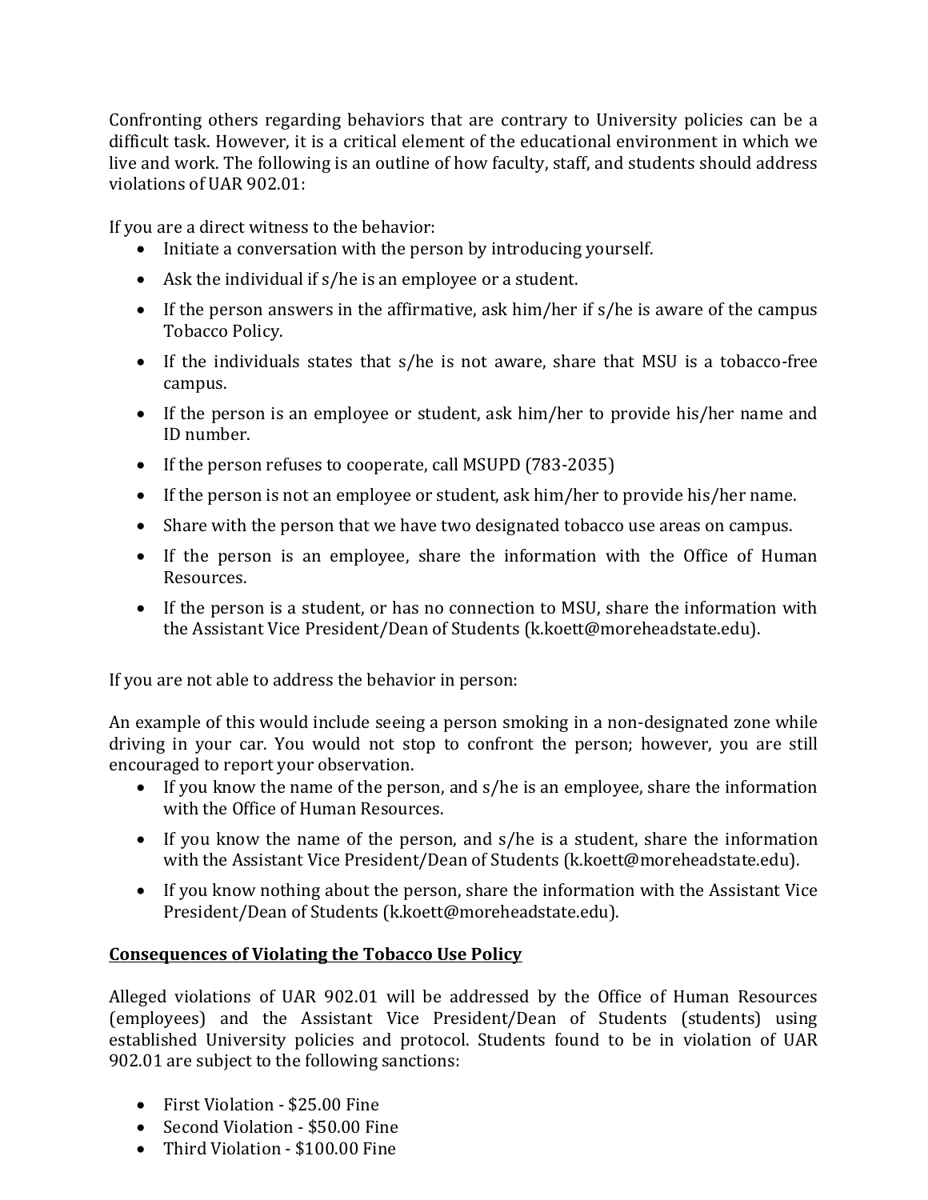Confronting others regarding behaviors that are contrary to University policies can be a difficult task. However, it is a critical element of the educational environment in which we live and work. The following is an outline of how faculty, staff, and students should address violations of UAR 902.01:

If you are a direct witness to the behavior:

- Initiate a conversation with the person by introducing yourself.
- Ask the individual if s/he is an employee or a student.
- If the person answers in the affirmative, ask him/her if s/he is aware of the campus Tobacco Policy.
- If the individuals states that s/he is not aware, share that MSU is a tobacco-free campus.
- If the person is an employee or student, ask him/her to provide his/her name and ID number.
- If the person refuses to cooperate, call MSUPD (783-2035)
- If the person is not an employee or student, ask him/her to provide his/her name.
- Share with the person that we have two designated tobacco use areas on campus.
- If the person is an employee, share the information with the Office of Human Resources.
- If the person is a student, or has no connection to MSU, share the information with the Assistant Vice President/Dean of Students (k.koett@moreheadstate.edu).

If you are not able to address the behavior in person:

An example of this would include seeing a person smoking in a non-designated zone while driving in your car. You would not stop to confront the person; however, you are still encouraged to report your observation.

- If you know the name of the person, and s/he is an employee, share the information with the Office of Human Resources.
- If you know the name of the person, and s/he is a student, share the information with the Assistant Vice President/Dean of Students (k.koett@moreheadstate.edu).
- If you know nothing about the person, share the information with the Assistant Vice President/Dean of Students (k.koett@moreheadstate.edu).

## Consequences of Violating the Tobacco Use Policy

Alleged violations of UAR 902.01 will be addressed by the Office of Human Resources (employees) and the Assistant Vice President/Dean of Students (students) using established University policies and protocol. Students found to be in violation of UAR 902.01 are subject to the following sanctions:

- First Violation - $25.00 Fine
- Second Violation - $50.00 Fine
- Third Violation - $100.00 Fine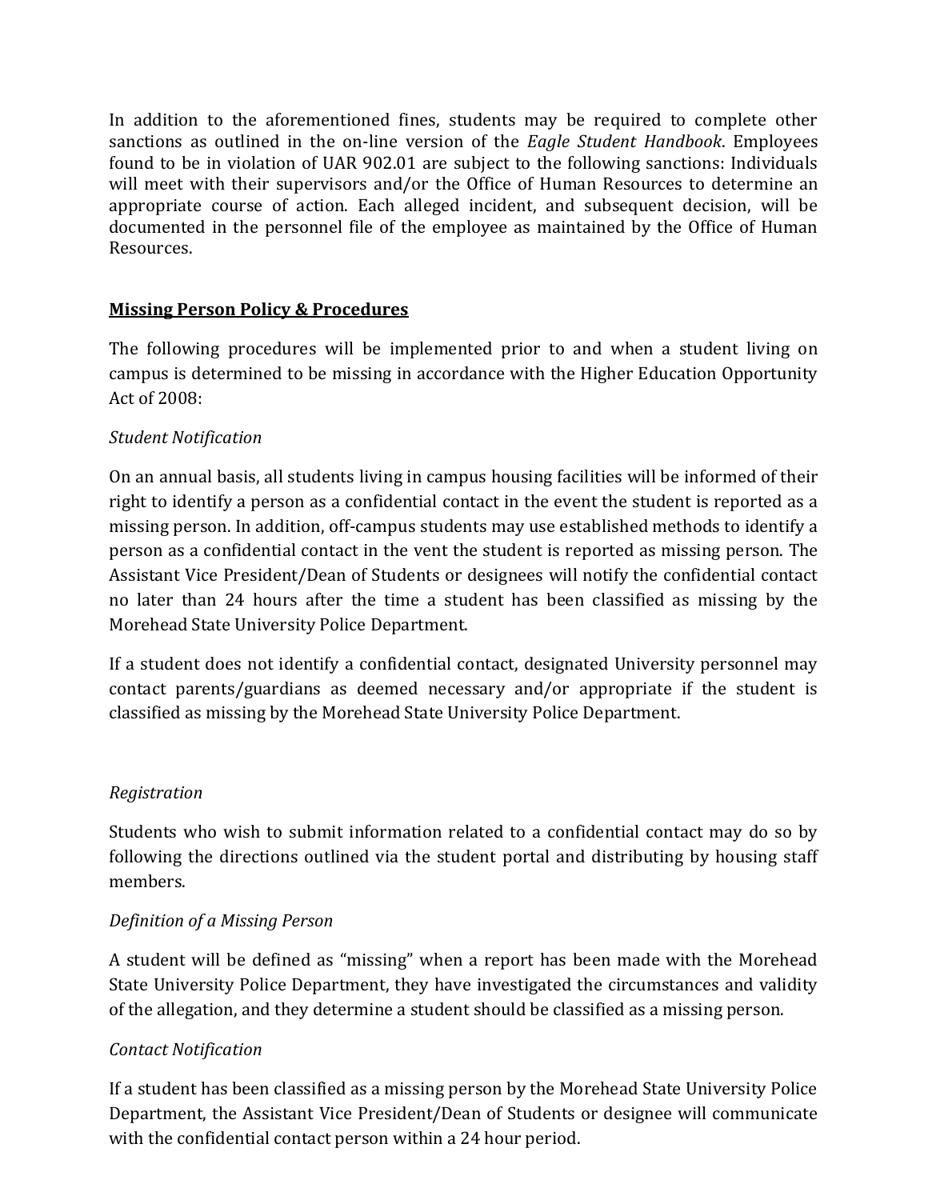In addition to the aforementioned fines, students may be required to complete other sanctions as outlined in the on-line version of the *Eagle Student Handbook*. Employees found to be in violation of UAR 902.01 are subject to the following sanctions: Individuals will meet with their supervisors and/or the Office of Human Resources to determine an appropriate course of action. Each alleged incident, and subsequent decision, will be documented in the personnel file of the employee as maintained by the Office of Human Resources.

## Missing Person Policy & Procedures

The following procedures will be implemented prior to and when a student living on campus is determined to be missing in accordance with the Higher Education Opportunity Act of 2008:

*Student Notification*

On an annual basis, all students living in campus housing facilities will be informed of their right to identify a person as a confidential contact in the event the student is reported as a missing person. In addition, off-campus students may use established methods to identify a person as a confidential contact in the vent the student is reported as missing person. The Assistant Vice President/Dean of Students or designees will notify the confidential contact no later than 24 hours after the time a student has been classified as missing by the Morehead State University Police Department.

If a student does not identify a confidential contact, designated University personnel may contact parents/guardians as deemed necessary and/or appropriate if the student is classified as missing by the Morehead State University Police Department.

*Registration*

Students who wish to submit information related to a confidential contact may do so by following the directions outlined via the student portal and distributing by housing staff members.

*Definition of a Missing Person*

A student will be defined as "missing" when a report has been made with the Morehead State University Police Department, they have investigated the circumstances and validity of the allegation, and they determine a student should be classified as a missing person.

*Contact Notification*

If a student has been classified as a missing person by the Morehead State University Police Department, the Assistant Vice President/Dean of Students or designee will communicate with the confidential contact person within a 24 hour period.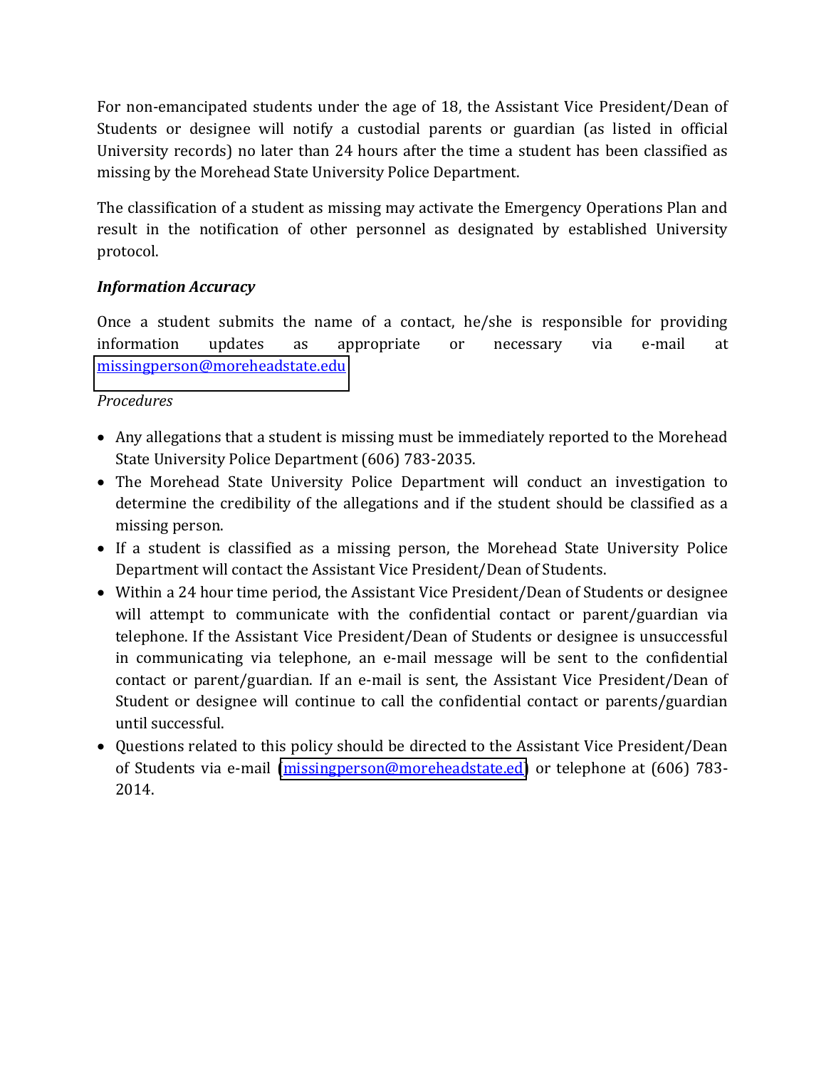For non-emancipated students under the age of 18, the Assistant Vice President/Dean of Students or designee will notify a custodial parents or guardian (as listed in official University records) no later than 24 hours after the time a student has been classified as missing by the Morehead State University Police Department.

The classification of a student as missing may activate the Emergency Operations Plan and result in the notification of other personnel as designated by established University protocol.

***Information Accuracy***

Once a student submits the name of a contact, he/she is responsible for providing information updates as appropriate or necessary via e-mail at missingperson@moreheadstate.edu

*Procedures*

- Any allegations that a student is missing must be immediately reported to the Morehead State University Police Department (606) 783-2035.
- The Morehead State University Police Department will conduct an investigation to determine the credibility of the allegations and if the student should be classified as a missing person.
- If a student is classified as a missing person, the Morehead State University Police Department will contact the Assistant Vice President/Dean of Students.
- Within a 24 hour time period, the Assistant Vice President/Dean of Students or designee will attempt to communicate with the confidential contact or parent/guardian via telephone. If the Assistant Vice President/Dean of Students or designee is unsuccessful in communicating via telephone, an e-mail message will be sent to the confidential contact or parent/guardian. If an e-mail is sent, the Assistant Vice President/Dean of Student or designee will continue to call the confidential contact or parents/guardian until successful.
- Questions related to this policy should be directed to the Assistant Vice President/Dean of Students via e-mail (missingperson@moreheadstate.ed) or telephone at (606) 783-2014.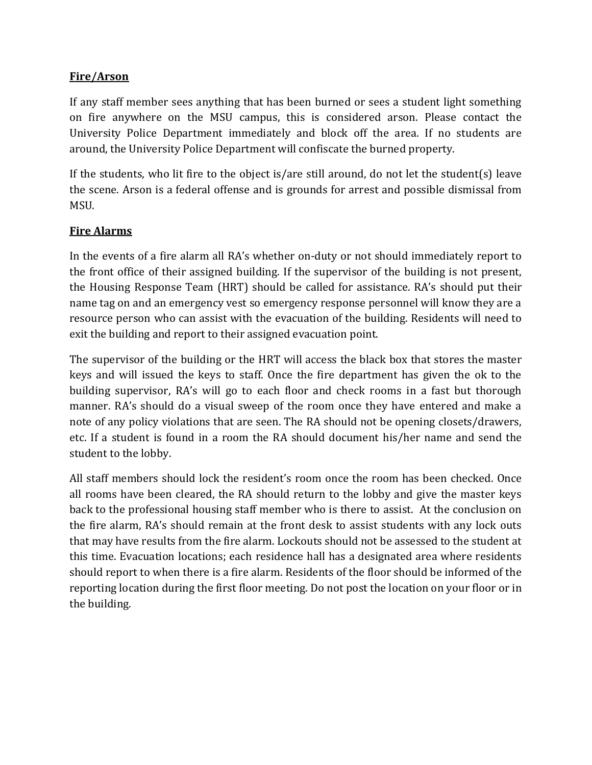**Fire/Arson**

If any staff member sees anything that has been burned or sees a student light something on fire anywhere on the MSU campus, this is considered arson. Please contact the University Police Department immediately and block off the area. If no students are around, the University Police Department will confiscate the burned property.

If the students, who lit fire to the object is/are still around, do not let the student(s) leave the scene. Arson is a federal offense and is grounds for arrest and possible dismissal from MSU.

**Fire Alarms**

In the events of a fire alarm all RA's whether on-duty or not should immediately report to the front office of their assigned building. If the supervisor of the building is not present, the Housing Response Team (HRT) should be called for assistance. RA's should put their name tag on and an emergency vest so emergency response personnel will know they are a resource person who can assist with the evacuation of the building. Residents will need to exit the building and report to their assigned evacuation point.

The supervisor of the building or the HRT will access the black box that stores the master keys and will issued the keys to staff. Once the fire department has given the ok to the building supervisor, RA's will go to each floor and check rooms in a fast but thorough manner. RA's should do a visual sweep of the room once they have entered and make a note of any policy violations that are seen. The RA should not be opening closets/drawers, etc. If a student is found in a room the RA should document his/her name and send the student to the lobby.

All staff members should lock the resident's room once the room has been checked. Once all rooms have been cleared, the RA should return to the lobby and give the master keys back to the professional housing staff member who is there to assist. At the conclusion on the fire alarm, RA's should remain at the front desk to assist students with any lock outs that may have results from the fire alarm. Lockouts should not be assessed to the student at this time. Evacuation locations; each residence hall has a designated area where residents should report to when there is a fire alarm. Residents of the floor should be informed of the reporting location during the first floor meeting. Do not post the location on your floor or in the building.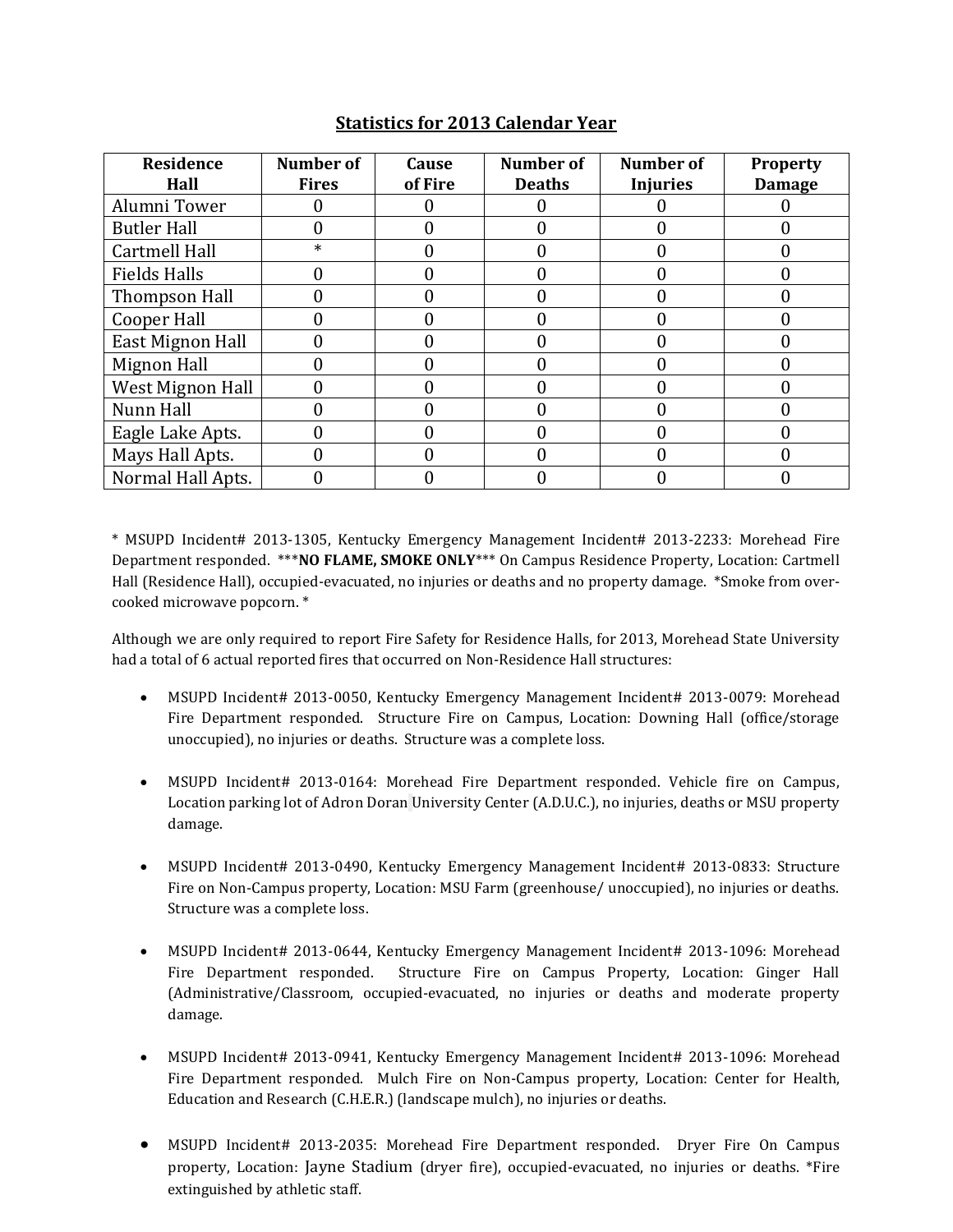## Statistics for 2013 Calendar Year

| Residence Hall | Number of Fires | Cause of Fire | Number of Deaths | Number of Injuries | Property Damage |
|---|---|---|---|---|---|
| Alumni Tower | 0 | 0 | 0 | 0 | 0 |
| Butler Hall | 0 | 0 | 0 | 0 | 0 |
| Cartmell Hall | * | 0 | 0 | 0 | 0 |
| Fields Halls | 0 | 0 | 0 | 0 | 0 |
| Thompson Hall | 0 | 0 | 0 | 0 | 0 |
| Cooper Hall | 0 | 0 | 0 | 0 | 0 |
| East Mignon Hall | 0 | 0 | 0 | 0 | 0 |
| Mignon Hall | 0 | 0 | 0 | 0 | 0 |
| West Mignon Hall | 0 | 0 | 0 | 0 | 0 |
| Nunn Hall | 0 | 0 | 0 | 0 | 0 |
| Eagle Lake Apts. | 0 | 0 | 0 | 0 | 0 |
| Mays Hall Apts. | 0 | 0 | 0 | 0 | 0 |
| Normal Hall Apts. | 0 | 0 | 0 | 0 | 0 |

* MSUPD Incident# 2013-1305, Kentucky Emergency Management Incident# 2013-2233: Morehead Fire Department responded. ***NO FLAME, SMOKE ONLY*** On Campus Residence Property, Location: Cartmell Hall (Residence Hall), occupied-evacuated, no injuries or deaths and no property damage. *Smoke from over-cooked microwave popcorn.*

Although we are only required to report Fire Safety for Residence Halls, for 2013, Morehead State University had a total of 6 actual reported fires that occurred on Non-Residence Hall structures:

- MSUPD Incident# 2013-0050, Kentucky Emergency Management Incident# 2013-0079: Morehead Fire Department responded. Structure Fire on Campus, Location: Downing Hall (office/storage unoccupied), no injuries or deaths. Structure was a complete loss.

- MSUPD Incident# 2013-0164: Morehead Fire Department responded. Vehicle fire on Campus, Location parking lot of Adron Doran University Center (A.D.U.C.), no injuries, deaths or MSU property damage.

- MSUPD Incident# 2013-0490, Kentucky Emergency Management Incident# 2013-0833: Structure Fire on Non-Campus property, Location: MSU Farm (greenhouse/ unoccupied), no injuries or deaths. Structure was a complete loss.

- MSUPD Incident# 2013-0644, Kentucky Emergency Management Incident# 2013-1096: Morehead Fire Department responded. Structure Fire on Campus Property, Location: Ginger Hall (Administrative/Classroom, occupied-evacuated, no injuries or deaths and moderate property damage.

- MSUPD Incident# 2013-0941, Kentucky Emergency Management Incident# 2013-1096: Morehead Fire Department responded. Mulch Fire on Non-Campus property, Location: Center for Health, Education and Research (C.H.E.R.) (landscape mulch), no injuries or deaths.

- MSUPD Incident# 2013-2035: Morehead Fire Department responded. Dryer Fire On Campus property, Location: Jayne Stadium (dryer fire), occupied-evacuated, no injuries or deaths. *Fire extinguished by athletic staff.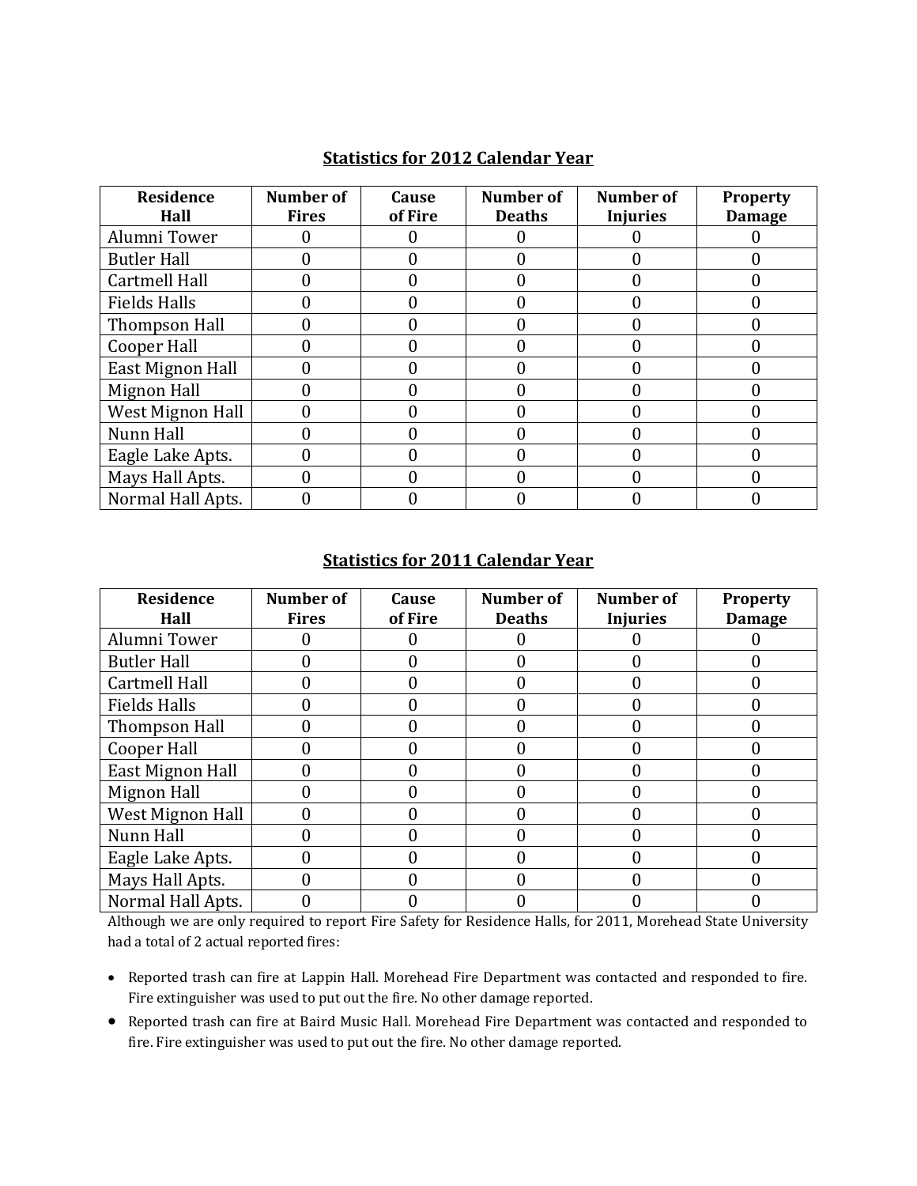**Statistics for 2012 Calendar Year**

| Residence Hall | Number of Fires | Cause of Fire | Number of Deaths | Number of Injuries | Property Damage |
|---|---|---|---|---|---|
| Alumni Tower | 0 | 0 | 0 | 0 | 0 |
| Butler Hall | 0 | 0 | 0 | 0 | 0 |
| Cartmell Hall | 0 | 0 | 0 | 0 | 0 |
| Fields Halls | 0 | 0 | 0 | 0 | 0 |
| Thompson Hall | 0 | 0 | 0 | 0 | 0 |
| Cooper Hall | 0 | 0 | 0 | 0 | 0 |
| East Mignon Hall | 0 | 0 | 0 | 0 | 0 |
| Mignon Hall | 0 | 0 | 0 | 0 | 0 |
| West Mignon Hall | 0 | 0 | 0 | 0 | 0 |
| Nunn Hall | 0 | 0 | 0 | 0 | 0 |
| Eagle Lake Apts. | 0 | 0 | 0 | 0 | 0 |
| Mays Hall Apts. | 0 | 0 | 0 | 0 | 0 |
| Normal Hall Apts. | 0 | 0 | 0 | 0 | 0 |

**Statistics for 2011 Calendar Year**

| Residence Hall | Number of Fires | Cause of Fire | Number of Deaths | Number of Injuries | Property Damage |
|---|---|---|---|---|---|
| Alumni Tower | 0 | 0 | 0 | 0 | 0 |
| Butler Hall | 0 | 0 | 0 | 0 | 0 |
| Cartmell Hall | 0 | 0 | 0 | 0 | 0 |
| Fields Halls | 0 | 0 | 0 | 0 | 0 |
| Thompson Hall | 0 | 0 | 0 | 0 | 0 |
| Cooper Hall | 0 | 0 | 0 | 0 | 0 |
| East Mignon Hall | 0 | 0 | 0 | 0 | 0 |
| Mignon Hall | 0 | 0 | 0 | 0 | 0 |
| West Mignon Hall | 0 | 0 | 0 | 0 | 0 |
| Nunn Hall | 0 | 0 | 0 | 0 | 0 |
| Eagle Lake Apts. | 0 | 0 | 0 | 0 | 0 |
| Mays Hall Apts. | 0 | 0 | 0 | 0 | 0 |
| Normal Hall Apts. | 0 | 0 | 0 | 0 | 0 |

Although we are only required to report Fire Safety for Residence Halls, for 2011, Morehead State University had a total of 2 actual reported fires:

- Reported trash can fire at Lappin Hall. Morehead Fire Department was contacted and responded to fire. Fire extinguisher was used to put out the fire. No other damage reported.
- Reported trash can fire at Baird Music Hall. Morehead Fire Department was contacted and responded to fire. Fire extinguisher was used to put out the fire. No other damage reported.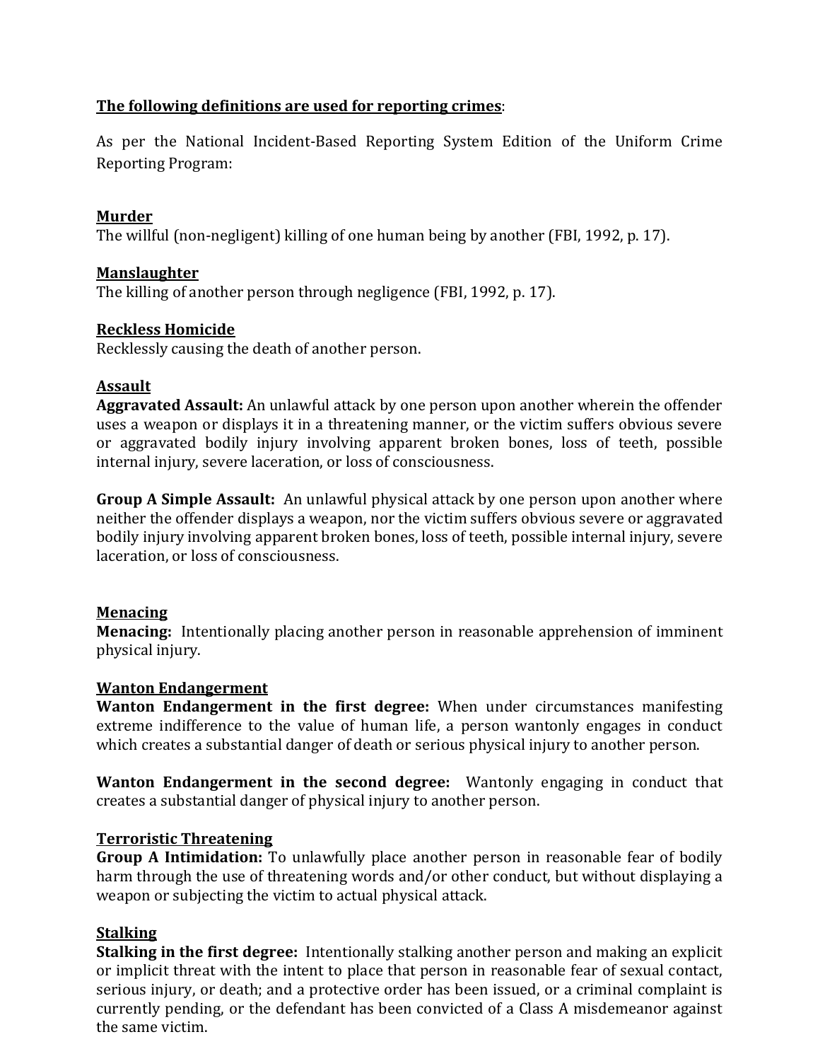**<u>The following definitions are used for reporting crimes</u>**:

As per the National Incident-Based Reporting System Edition of the Uniform Crime Reporting Program:

**<u>Murder</u>**
The willful (non-negligent) killing of one human being by another (FBI, 1992, p. 17).

**<u>Manslaughter</u>**
The killing of another person through negligence (FBI, 1992, p. 17).

**<u>Reckless Homicide</u>**
Recklessly causing the death of another person.

**<u>Assault</u>**
**Aggravated Assault:** An unlawful attack by one person upon another wherein the offender uses a weapon or displays it in a threatening manner, or the victim suffers obvious severe or aggravated bodily injury involving apparent broken bones, loss of teeth, possible internal injury, severe laceration, or loss of consciousness.

**Group A Simple Assault:** An unlawful physical attack by one person upon another where neither the offender displays a weapon, nor the victim suffers obvious severe or aggravated bodily injury involving apparent broken bones, loss of teeth, possible internal injury, severe laceration, or loss of consciousness.

**<u>Menacing</u>**
**Menacing:** Intentionally placing another person in reasonable apprehension of imminent physical injury.

**<u>Wanton Endangerment</u>**
**Wanton Endangerment in the first degree:** When under circumstances manifesting extreme indifference to the value of human life, a person wantonly engages in conduct which creates a substantial danger of death or serious physical injury to another person.

**Wanton Endangerment in the second degree:** Wantonly engaging in conduct that creates a substantial danger of physical injury to another person.

**<u>Terroristic Threatening</u>**
**Group A Intimidation:** To unlawfully place another person in reasonable fear of bodily harm through the use of threatening words and/or other conduct, but without displaying a weapon or subjecting the victim to actual physical attack.

**<u>Stalking</u>**
**Stalking in the first degree:** Intentionally stalking another person and making an explicit or implicit threat with the intent to place that person in reasonable fear of sexual contact, serious injury, or death; and a protective order has been issued, or a criminal complaint is currently pending, or the defendant has been convicted of a Class A misdemeanor against the same victim.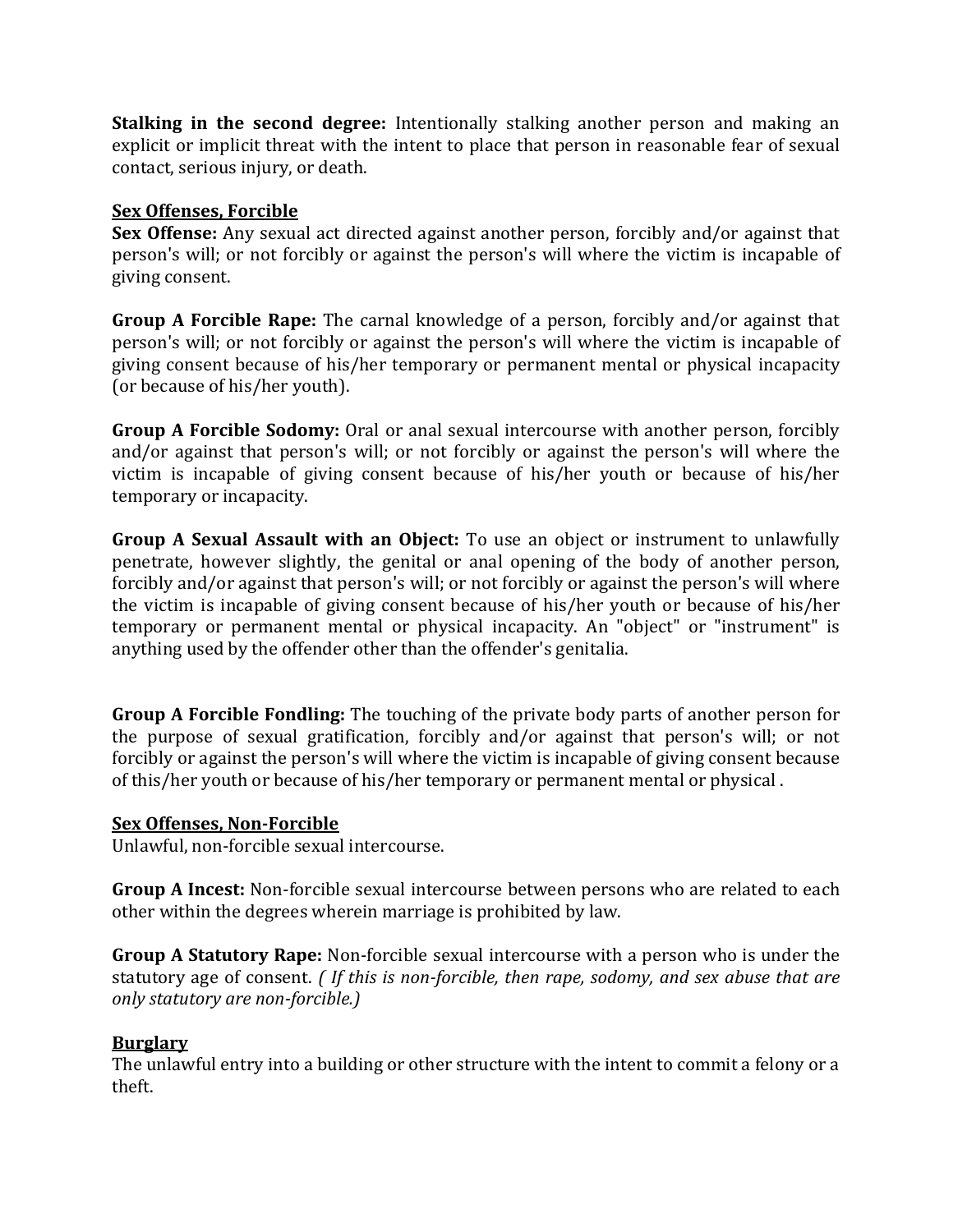**Stalking in the second degree:** Intentionally stalking another person and making an explicit or implicit threat with the intent to place that person in reasonable fear of sexual contact, serious injury, or death.

**Sex Offenses, Forcible**

**Sex Offense:** Any sexual act directed against another person, forcibly and/or against that person's will; or not forcibly or against the person's will where the victim is incapable of giving consent.

**Group A Forcible Rape:** The carnal knowledge of a person, forcibly and/or against that person's will; or not forcibly or against the person's will where the victim is incapable of giving consent because of his/her temporary or permanent mental or physical incapacity (or because of his/her youth).

**Group A Forcible Sodomy:** Oral or anal sexual intercourse with another person, forcibly and/or against that person's will; or not forcibly or against the person's will where the victim is incapable of giving consent because of his/her youth or because of his/her temporary or incapacity.

**Group A Sexual Assault with an Object:** To use an object or instrument to unlawfully penetrate, however slightly, the genital or anal opening of the body of another person, forcibly and/or against that person's will; or not forcibly or against the person's will where the victim is incapable of giving consent because of his/her youth or because of his/her temporary or permanent mental or physical incapacity. An "object" or "instrument" is anything used by the offender other than the offender's genitalia.

**Group A Forcible Fondling:** The touching of the private body parts of another person for the purpose of sexual gratification, forcibly and/or against that person's will; or not forcibly or against the person's will where the victim is incapable of giving consent because of this/her youth or because of his/her temporary or permanent mental or physical .

**Sex Offenses, Non-Forcible**

Unlawful, non-forcible sexual intercourse.

**Group A Incest:** Non-forcible sexual intercourse between persons who are related to each other within the degrees wherein marriage is prohibited by law.

**Group A Statutory Rape:** Non-forcible sexual intercourse with a person who is under the statutory age of consent. *( If this is non-forcible, then rape, sodomy, and sex abuse that are only statutory are non-forcible.)*

**Burglary**

The unlawful entry into a building or other structure with the intent to commit a felony or a theft.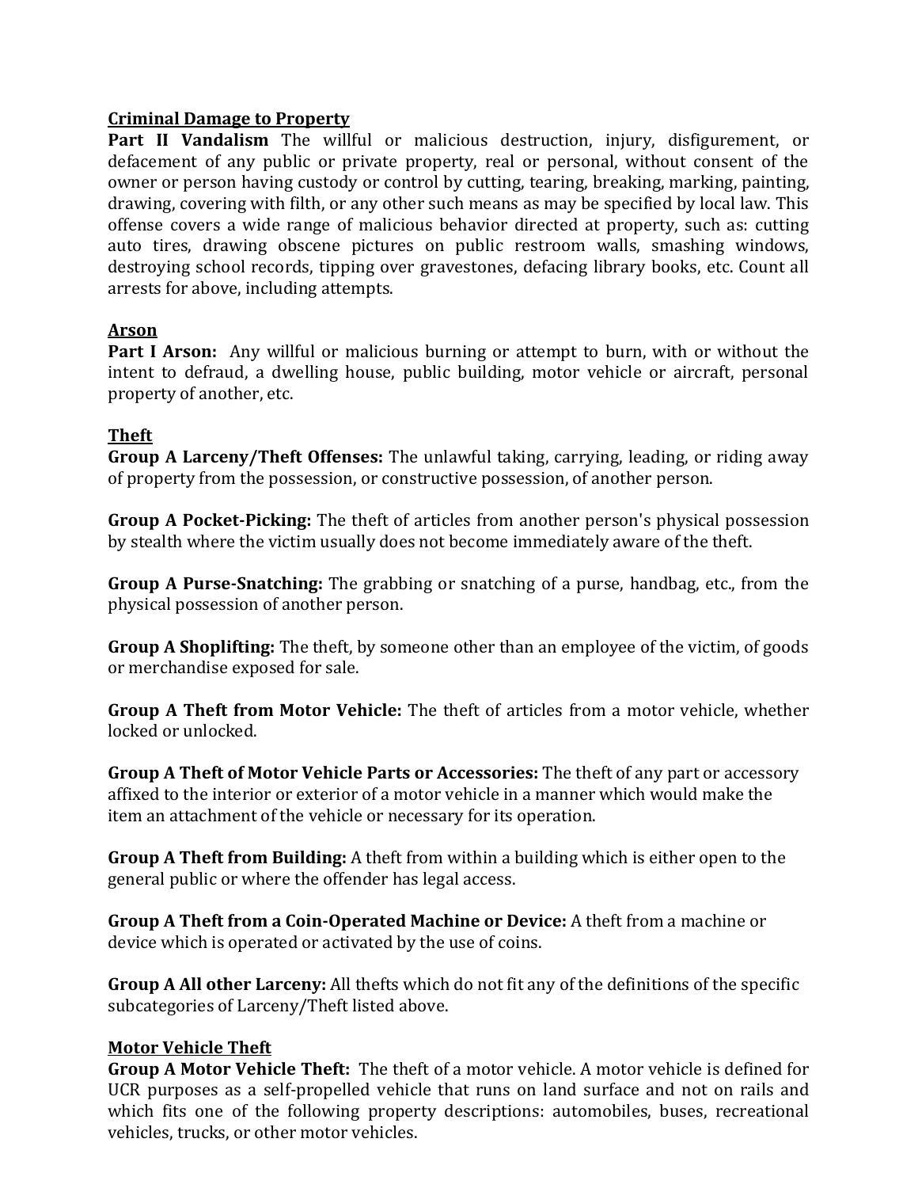**Criminal Damage to Property**

**Part II Vandalism** The willful or malicious destruction, injury, disfigurement, or defacement of any public or private property, real or personal, without consent of the owner or person having custody or control by cutting, tearing, breaking, marking, painting, drawing, covering with filth, or any other such means as may be specified by local law. This offense covers a wide range of malicious behavior directed at property, such as: cutting auto tires, drawing obscene pictures on public restroom walls, smashing windows, destroying school records, tipping over gravestones, defacing library books, etc. Count all arrests for above, including attempts.

**Arson**

**Part I Arson:** Any willful or malicious burning or attempt to burn, with or without the intent to defraud, a dwelling house, public building, motor vehicle or aircraft, personal property of another, etc.

**Theft**

**Group A Larceny/Theft Offenses:** The unlawful taking, carrying, leading, or riding away of property from the possession, or constructive possession, of another person.

**Group A Pocket-Picking:** The theft of articles from another person's physical possession by stealth where the victim usually does not become immediately aware of the theft.

**Group A Purse-Snatching:** The grabbing or snatching of a purse, handbag, etc., from the physical possession of another person.

**Group A Shoplifting:** The theft, by someone other than an employee of the victim, of goods or merchandise exposed for sale.

**Group A Theft from Motor Vehicle:** The theft of articles from a motor vehicle, whether locked or unlocked.

**Group A Theft of Motor Vehicle Parts or Accessories:** The theft of any part or accessory affixed to the interior or exterior of a motor vehicle in a manner which would make the item an attachment of the vehicle or necessary for its operation.

**Group A Theft from Building:** A theft from within a building which is either open to the general public or where the offender has legal access.

**Group A Theft from a Coin-Operated Machine or Device:** A theft from a machine or device which is operated or activated by the use of coins.

**Group A All other Larceny:** All thefts which do not fit any of the definitions of the specific subcategories of Larceny/Theft listed above.

**Motor Vehicle Theft**

**Group A Motor Vehicle Theft:** The theft of a motor vehicle. A motor vehicle is defined for UCR purposes as a self-propelled vehicle that runs on land surface and not on rails and which fits one of the following property descriptions: automobiles, buses, recreational vehicles, trucks, or other motor vehicles.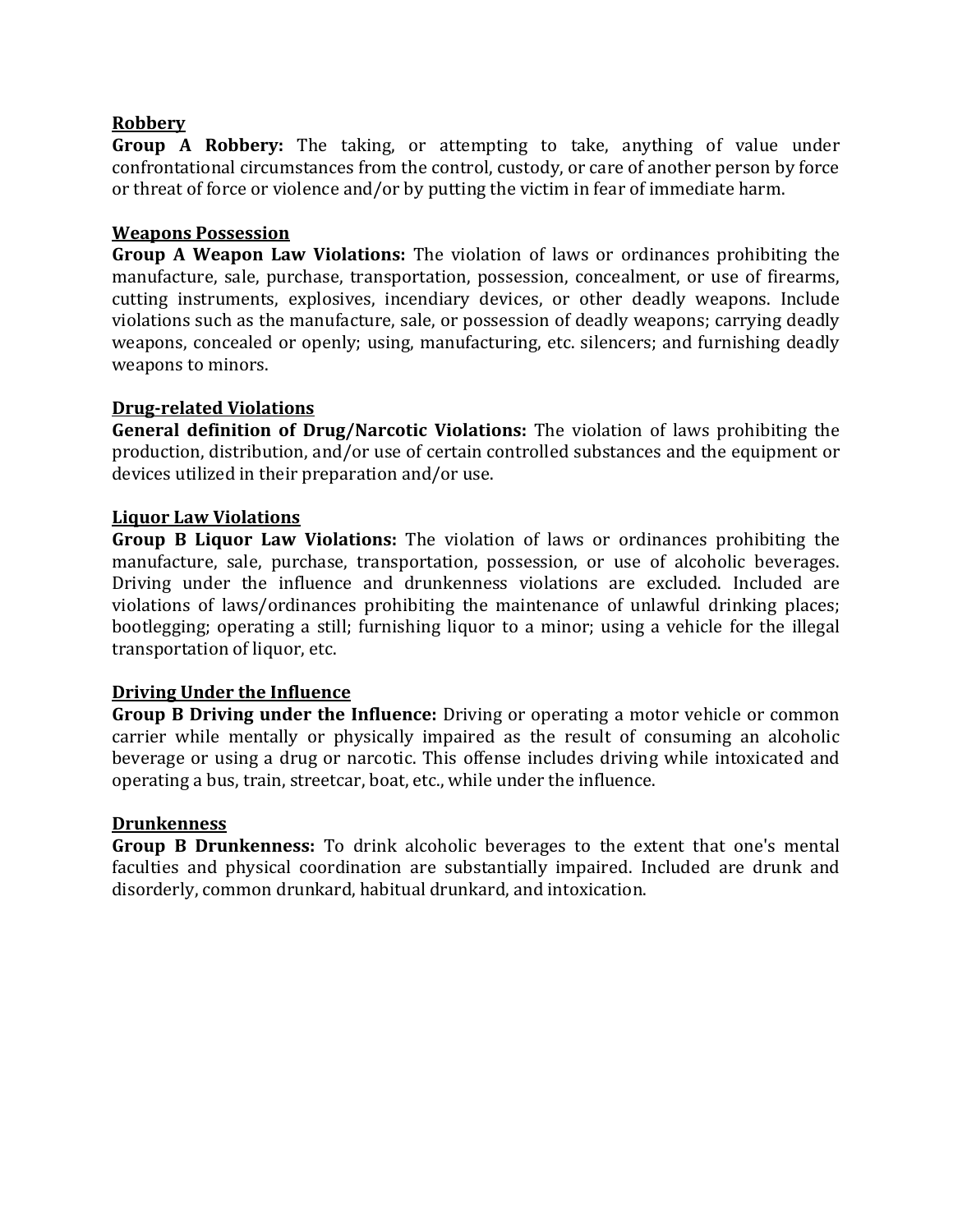**Robbery**

**Group A Robbery:** The taking, or attempting to take, anything of value under confrontational circumstances from the control, custody, or care of another person by force or threat of force or violence and/or by putting the victim in fear of immediate harm.

**Weapons Possession**

**Group A Weapon Law Violations:** The violation of laws or ordinances prohibiting the manufacture, sale, purchase, transportation, possession, concealment, or use of firearms, cutting instruments, explosives, incendiary devices, or other deadly weapons. Include violations such as the manufacture, sale, or possession of deadly weapons; carrying deadly weapons, concealed or openly; using, manufacturing, etc. silencers; and furnishing deadly weapons to minors.

**Drug-related Violations**

**General definition of Drug/Narcotic Violations:** The violation of laws prohibiting the production, distribution, and/or use of certain controlled substances and the equipment or devices utilized in their preparation and/or use.

**Liquor Law Violations**

**Group B Liquor Law Violations:** The violation of laws or ordinances prohibiting the manufacture, sale, purchase, transportation, possession, or use of alcoholic beverages. Driving under the influence and drunkenness violations are excluded. Included are violations of laws/ordinances prohibiting the maintenance of unlawful drinking places; bootlegging; operating a still; furnishing liquor to a minor; using a vehicle for the illegal transportation of liquor, etc.

**Driving Under the Influence**

**Group B Driving under the Influence:** Driving or operating a motor vehicle or common carrier while mentally or physically impaired as the result of consuming an alcoholic beverage or using a drug or narcotic. This offense includes driving while intoxicated and operating a bus, train, streetcar, boat, etc., while under the influence.

**Drunkenness**

**Group B Drunkenness:** To drink alcoholic beverages to the extent that one's mental faculties and physical coordination are substantially impaired. Included are drunk and disorderly, common drunkard, habitual drunkard, and intoxication.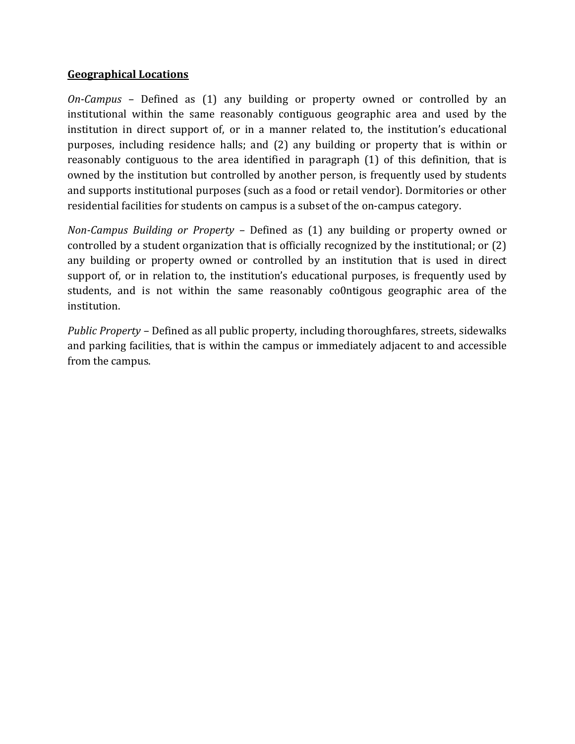**Geographical Locations**

*On-Campus* – Defined as (1) any building or property owned or controlled by an institutional within the same reasonably contiguous geographic area and used by the institution in direct support of, or in a manner related to, the institution's educational purposes, including residence halls; and (2) any building or property that is within or reasonably contiguous to the area identified in paragraph (1) of this definition, that is owned by the institution but controlled by another person, is frequently used by students and supports institutional purposes (such as a food or retail vendor). Dormitories or other residential facilities for students on campus is a subset of the on-campus category.

*Non-Campus Building or Property* – Defined as (1) any building or property owned or controlled by a student organization that is officially recognized by the institutional; or (2) any building or property owned or controlled by an institution that is used in direct support of, or in relation to, the institution's educational purposes, is frequently used by students, and is not within the same reasonably co0ntigous geographic area of the institution.

*Public Property* – Defined as all public property, including thoroughfares, streets, sidewalks and parking facilities, that is within the campus or immediately adjacent to and accessible from the campus.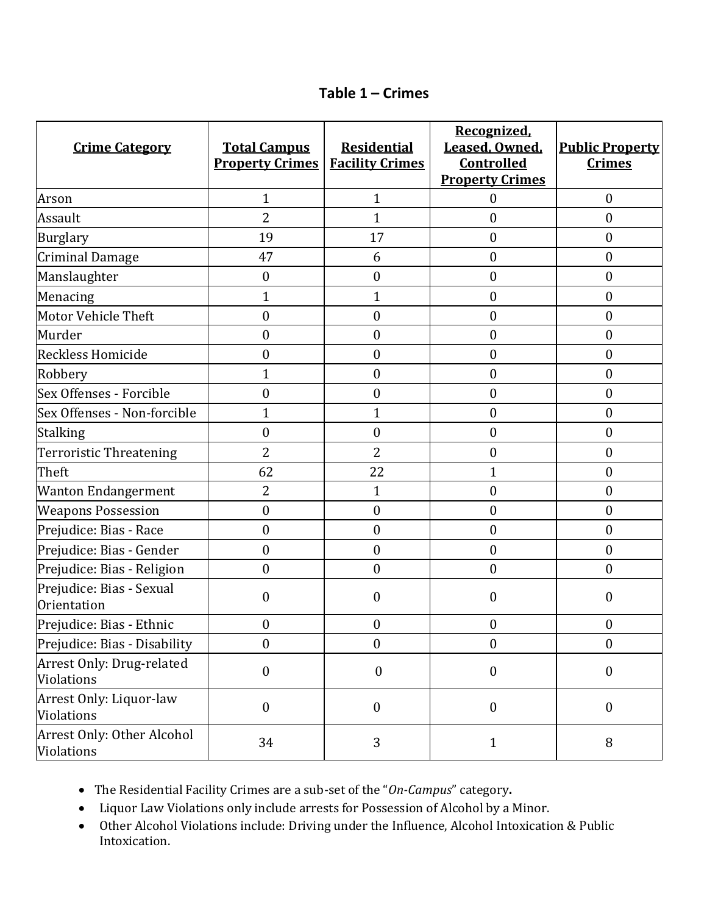## Table 1 – Crimes

| Crime Category | Total Campus Property Crimes | Residential Facility Crimes | Recognized, Leased, Owned, Controlled Property Crimes | Public Property Crimes |
|---|---|---|---|---|
| Arson | 1 | 1 | 0 | 0 |
| Assault | 2 | 1 | 0 | 0 |
| Burglary | 19 | 17 | 0 | 0 |
| Criminal Damage | 47 | 6 | 0 | 0 |
| Manslaughter | 0 | 0 | 0 | 0 |
| Menacing | 1 | 1 | 0 | 0 |
| Motor Vehicle Theft | 0 | 0 | 0 | 0 |
| Murder | 0 | 0 | 0 | 0 |
| Reckless Homicide | 0 | 0 | 0 | 0 |
| Robbery | 1 | 0 | 0 | 0 |
| Sex Offenses - Forcible | 0 | 0 | 0 | 0 |
| Sex Offenses - Non-forcible | 1 | 1 | 0 | 0 |
| Stalking | 0 | 0 | 0 | 0 |
| Terroristic Threatening | 2 | 2 | 0 | 0 |
| Theft | 62 | 22 | 1 | 0 |
| Wanton Endangerment | 2 | 1 | 0 | 0 |
| Weapons Possession | 0 | 0 | 0 | 0 |
| Prejudice: Bias - Race | 0 | 0 | 0 | 0 |
| Prejudice: Bias - Gender | 0 | 0 | 0 | 0 |
| Prejudice: Bias - Religion | 0 | 0 | 0 | 0 |
| Prejudice: Bias - Sexual Orientation | 0 | 0 | 0 | 0 |
| Prejudice: Bias - Ethnic | 0 | 0 | 0 | 0 |
| Prejudice: Bias - Disability | 0 | 0 | 0 | 0 |
| Arrest Only: Drug-related Violations | 0 | 0 | 0 | 0 |
| Arrest Only: Liquor-law Violations | 0 | 0 | 0 | 0 |
| Arrest Only: Other Alcohol Violations | 34 | 3 | 1 | 8 |

- The Residential Facility Crimes are a sub-set of the "*On-Campus*" category**.**
- Liquor Law Violations only include arrests for Possession of Alcohol by a Minor.
- Other Alcohol Violations include: Driving under the Influence, Alcohol Intoxication & Public Intoxication.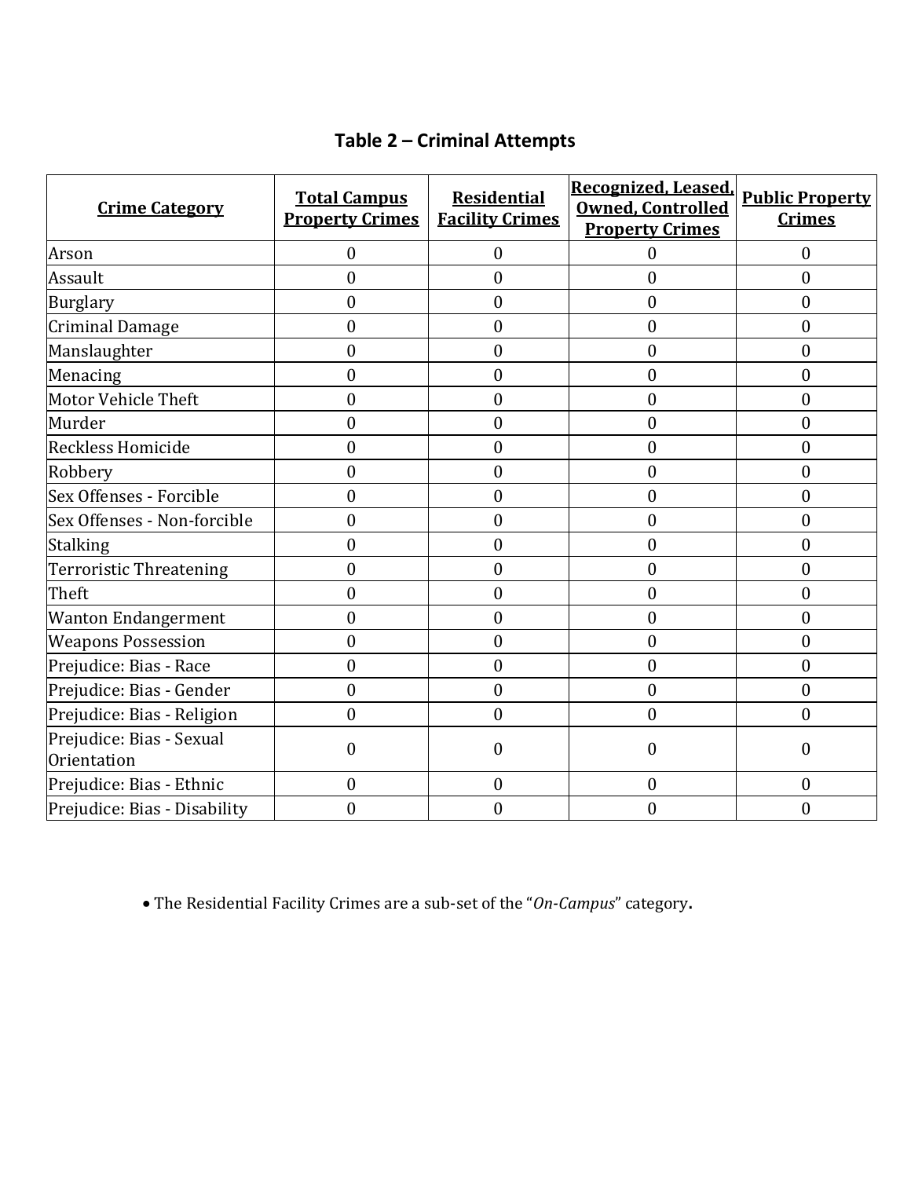## Table 2 – Criminal Attempts

| Crime Category | Total Campus Property Crimes | Residential Facility Crimes | Recognized, Leased, Owned, Controlled Property Crimes | Public Property Crimes |
|---|---|---|---|---|
| Arson | 0 | 0 | 0 | 0 |
| Assault | 0 | 0 | 0 | 0 |
| Burglary | 0 | 0 | 0 | 0 |
| Criminal Damage | 0 | 0 | 0 | 0 |
| Manslaughter | 0 | 0 | 0 | 0 |
| Menacing | 0 | 0 | 0 | 0 |
| Motor Vehicle Theft | 0 | 0 | 0 | 0 |
| Murder | 0 | 0 | 0 | 0 |
| Reckless Homicide | 0 | 0 | 0 | 0 |
| Robbery | 0 | 0 | 0 | 0 |
| Sex Offenses - Forcible | 0 | 0 | 0 | 0 |
| Sex Offenses - Non-forcible | 0 | 0 | 0 | 0 |
| Stalking | 0 | 0 | 0 | 0 |
| Terroristic Threatening | 0 | 0 | 0 | 0 |
| Theft | 0 | 0 | 0 | 0 |
| Wanton Endangerment | 0 | 0 | 0 | 0 |
| Weapons Possession | 0 | 0 | 0 | 0 |
| Prejudice: Bias - Race | 0 | 0 | 0 | 0 |
| Prejudice: Bias - Gender | 0 | 0 | 0 | 0 |
| Prejudice: Bias - Religion | 0 | 0 | 0 | 0 |
| Prejudice: Bias - Sexual Orientation | 0 | 0 | 0 | 0 |
| Prejudice: Bias - Ethnic | 0 | 0 | 0 | 0 |
| Prejudice: Bias - Disability | 0 | 0 | 0 | 0 |

- The Residential Facility Crimes are a sub-set of the "*On-Campus*" category.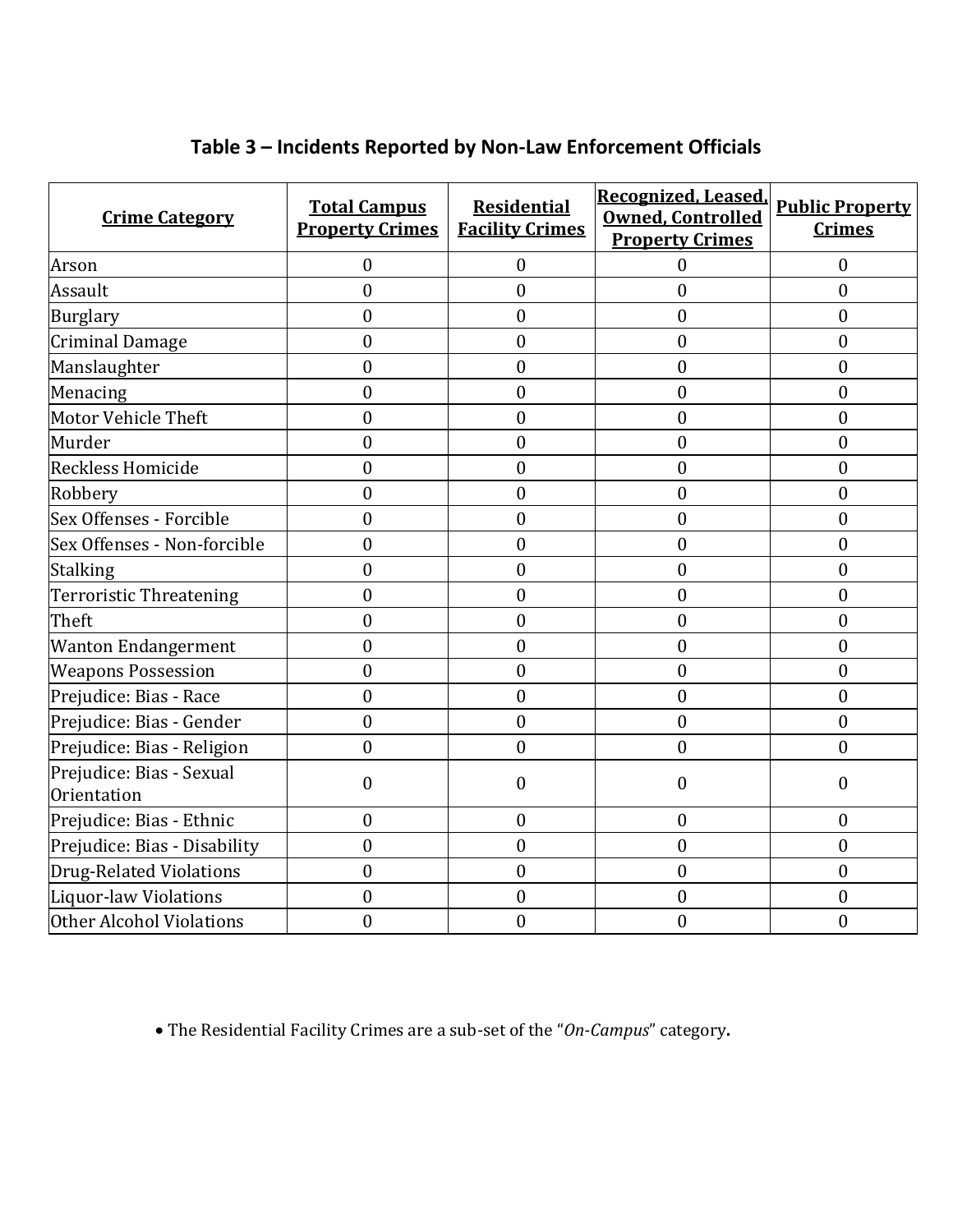## Table 3 – Incidents Reported by Non-Law Enforcement Officials

| Crime Category | Total Campus Property Crimes | Residential Facility Crimes | Recognized, Leased, Owned, Controlled Property Crimes | Public Property Crimes |
|---|---|---|---|---|
| Arson | 0 | 0 | 0 | 0 |
| Assault | 0 | 0 | 0 | 0 |
| Burglary | 0 | 0 | 0 | 0 |
| Criminal Damage | 0 | 0 | 0 | 0 |
| Manslaughter | 0 | 0 | 0 | 0 |
| Menacing | 0 | 0 | 0 | 0 |
| Motor Vehicle Theft | 0 | 0 | 0 | 0 |
| Murder | 0 | 0 | 0 | 0 |
| Reckless Homicide | 0 | 0 | 0 | 0 |
| Robbery | 0 | 0 | 0 | 0 |
| Sex Offenses - Forcible | 0 | 0 | 0 | 0 |
| Sex Offenses - Non-forcible | 0 | 0 | 0 | 0 |
| Stalking | 0 | 0 | 0 | 0 |
| Terroristic Threatening | 0 | 0 | 0 | 0 |
| Theft | 0 | 0 | 0 | 0 |
| Wanton Endangerment | 0 | 0 | 0 | 0 |
| Weapons Possession | 0 | 0 | 0 | 0 |
| Prejudice: Bias - Race | 0 | 0 | 0 | 0 |
| Prejudice: Bias - Gender | 0 | 0 | 0 | 0 |
| Prejudice: Bias - Religion | 0 | 0 | 0 | 0 |
| Prejudice: Bias - Sexual Orientation | 0 | 0 | 0 | 0 |
| Prejudice: Bias - Ethnic | 0 | 0 | 0 | 0 |
| Prejudice: Bias - Disability | 0 | 0 | 0 | 0 |
| Drug-Related Violations | 0 | 0 | 0 | 0 |
| Liquor-law Violations | 0 | 0 | 0 | 0 |
| Other Alcohol Violations | 0 | 0 | 0 | 0 |

- The Residential Facility Crimes are a sub-set of the "*On-Campus*" category.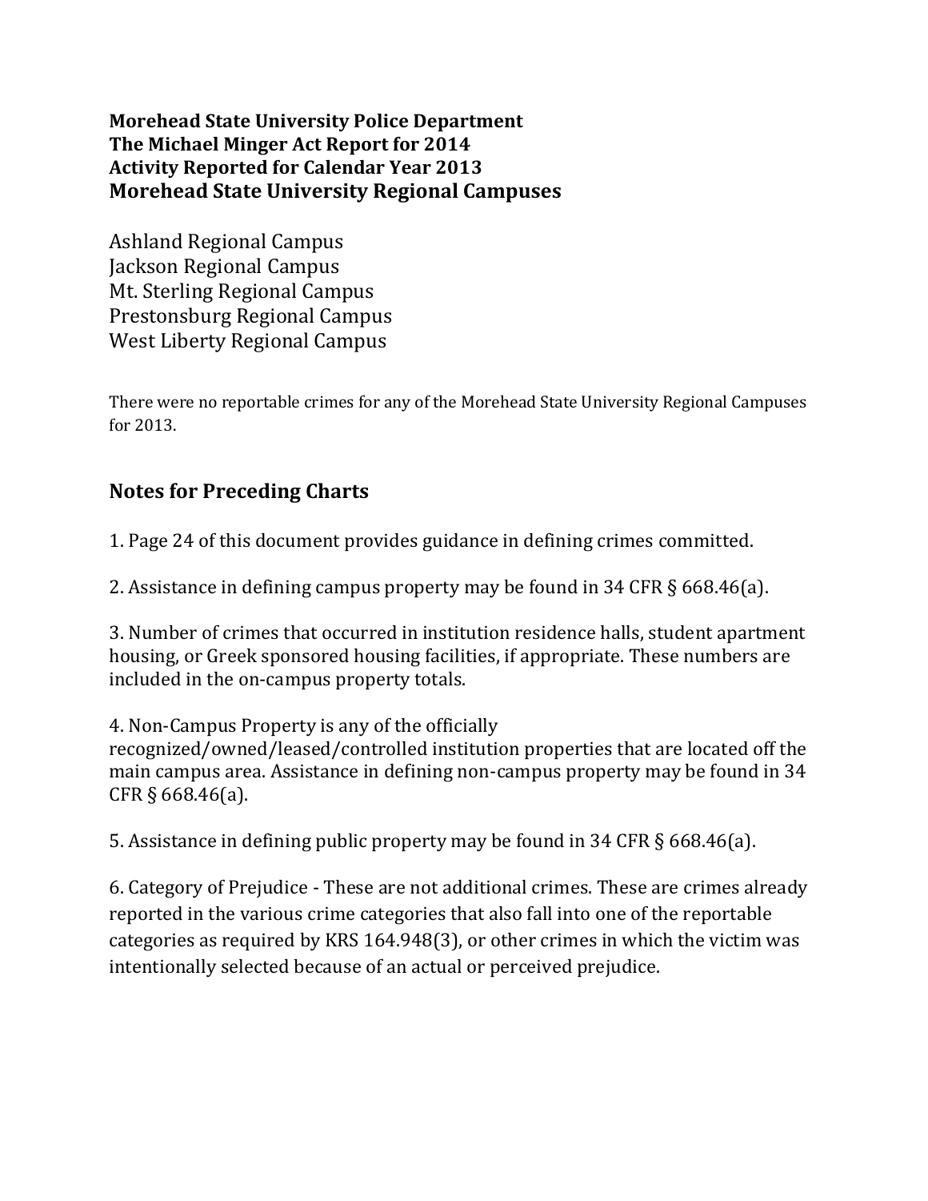**Morehead State University Police Department**
**The Michael Minger Act Report for 2014**
**Activity Reported for Calendar Year 2013**
**Morehead State University Regional Campuses**

Ashland Regional Campus
Jackson Regional Campus
Mt. Sterling Regional Campus
Prestonsburg Regional Campus
West Liberty Regional Campus

There were no reportable crimes for any of the Morehead State University Regional Campuses for 2013.

## Notes for Preceding Charts

1. Page 24 of this document provides guidance in defining crimes committed.

2. Assistance in defining campus property may be found in 34 CFR § 668.46(a).

3. Number of crimes that occurred in institution residence halls, student apartment housing, or Greek sponsored housing facilities, if appropriate. These numbers are included in the on-campus property totals.

4. Non-Campus Property is any of the officially recognized/owned/leased/controlled institution properties that are located off the main campus area. Assistance in defining non-campus property may be found in 34 CFR § 668.46(a).

5. Assistance in defining public property may be found in 34 CFR § 668.46(a).

6. Category of Prejudice - These are not additional crimes. These are crimes already reported in the various crime categories that also fall into one of the reportable categories as required by KRS 164.948(3), or other crimes in which the victim was intentionally selected because of an actual or perceived prejudice.